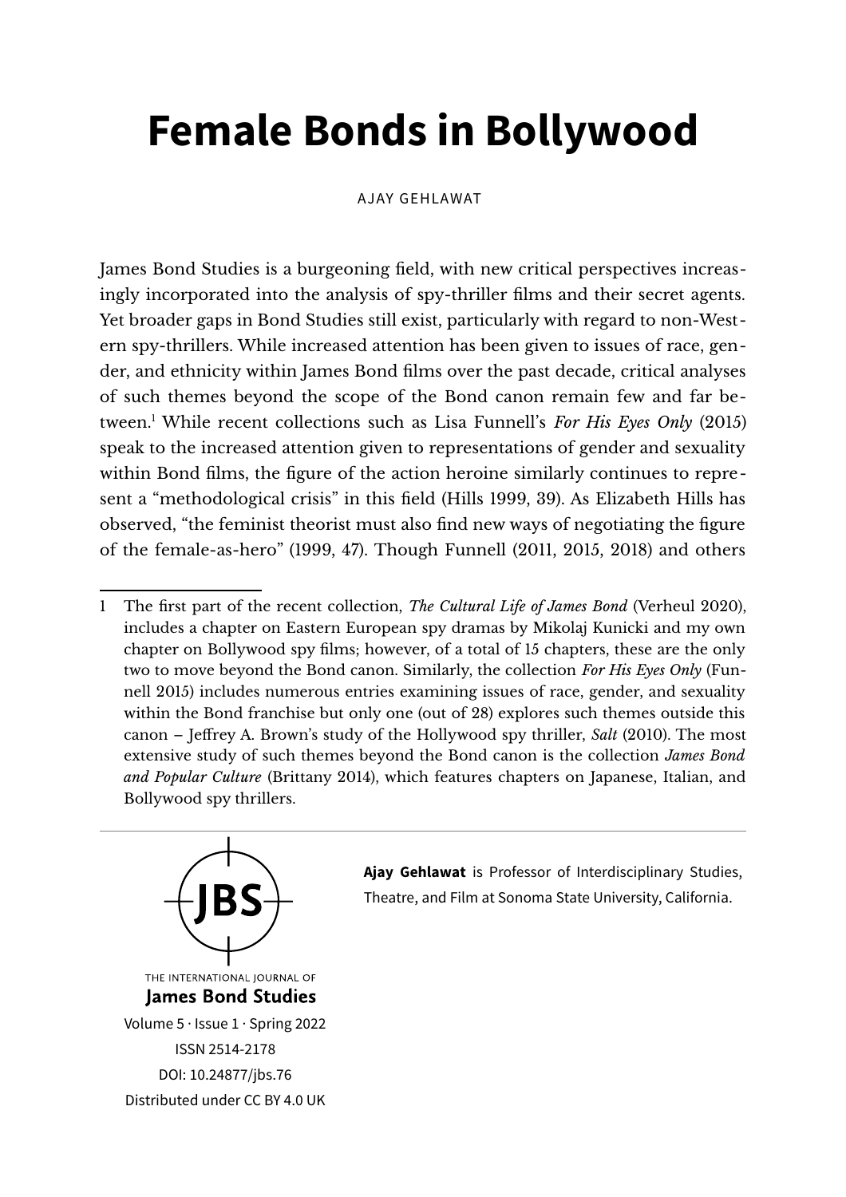# Female Bonds in Bollywood

AJAY GEHLAWAT

James Bond Studies is a burgeoning field, with new critical perspectives increasingly incorporated into the analysis of spy-thriller films and their secret agents. Yet broader gaps in Bond Studies still exist, particularly with regard to non-Western spy-thrillers. While increased attention has been given to issues of race, gender, and ethnicity within James Bond films over the past decade, critical analyses of such themes beyond the scope of the Bond canon remain few and far between.[1] While recent collections such as Lisa Funnell's *For His Eyes Only* (2015) speak to the increased attention given to representations of gender and sexuality within Bond films, the figure of the action heroine similarly continues to represent a "methodological crisis" in this field (Hills 1999, 39). As Elizabeth Hills has observed, "the feminist theorist must also find new ways of negotiating the figure of the female-as-hero" (1999, 47). Though Funnell (2011, 2015, 2018) and others

1 The first part of the recent collection, *The Cultural Life of James Bond* (Verheul 2020), includes a chapter on Eastern European spy dramas by Mikolaj Kunicki and my own chapter on Bollywood spy films; however, of a total of 15 chapters, these are the only two to move beyond the Bond canon. Similarly, the collection *For His Eyes Only* (Funnell 2015) includes numerous entries examining issues of race, gender, and sexuality within the Bond franchise but only one (out of 28) explores such themes outside this canon – Jeffrey A. Brown's study of the Hollywood spy thriller, *Salt* (2010). The most extensive study of such themes beyond the Bond canon is the collection *James Bond and Popular Culture* (Brittany 2014), which features chapters on Japanese, Italian, and Bollywood spy thrillers.

**Ajay Gehlawat** is Professor of Interdisciplinary Studies, Theatre, and Film at Sonoma State University, California.

THE INTERNATIONAL JOURNAL OF
**James Bond Studies**
Volume 5 · Issue 1 · Spring 2022
ISSN 2514-2178
DOI: 10.24877/jbs.76
Distributed under CC BY 4.0 UK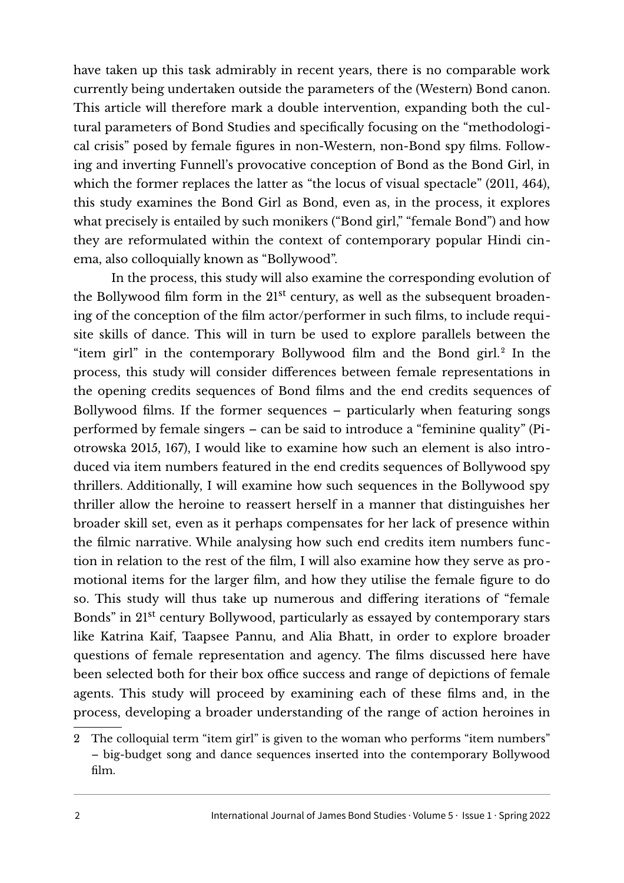have taken up this task admirably in recent years, there is no comparable work currently being undertaken outside the parameters of the (Western) Bond canon. This article will therefore mark a double intervention, expanding both the cultural parameters of Bond Studies and specifically focusing on the "methodological crisis" posed by female figures in non-Western, non-Bond spy films. Following and inverting Funnell's provocative conception of Bond as the Bond Girl, in which the former replaces the latter as "the locus of visual spectacle" (2011, 464), this study examines the Bond Girl as Bond, even as, in the process, it explores what precisely is entailed by such monikers ("Bond girl," "female Bond") and how they are reformulated within the context of contemporary popular Hindi cinema, also colloquially known as "Bollywood".

In the process, this study will also examine the corresponding evolution of the Bollywood film form in the 21st century, as well as the subsequent broadening of the conception of the film actor/performer in such films, to include requisite skills of dance. This will in turn be used to explore parallels between the "item girl" in the contemporary Bollywood film and the Bond girl.[2] In the process, this study will consider differences between female representations in the opening credits sequences of Bond films and the end credits sequences of Bollywood films. If the former sequences – particularly when featuring songs performed by female singers – can be said to introduce a "feminine quality" (Piotrowska 2015, 167), I would like to examine how such an element is also introduced via item numbers featured in the end credits sequences of Bollywood spy thrillers. Additionally, I will examine how such sequences in the Bollywood spy thriller allow the heroine to reassert herself in a manner that distinguishes her broader skill set, even as it perhaps compensates for her lack of presence within the filmic narrative. While analysing how such end credits item numbers function in relation to the rest of the film, I will also examine how they serve as promotional items for the larger film, and how they utilise the female figure to do so. This study will thus take up numerous and differing iterations of "female Bonds" in 21st century Bollywood, particularly as essayed by contemporary stars like Katrina Kaif, Taapsee Pannu, and Alia Bhatt, in order to explore broader questions of female representation and agency. The films discussed here have been selected both for their box office success and range of depictions of female agents. This study will proceed by examining each of these films and, in the process, developing a broader understanding of the range of action heroines in

2 The colloquial term "item girl" is given to the woman who performs "item numbers" – big-budget song and dance sequences inserted into the contemporary Bollywood film.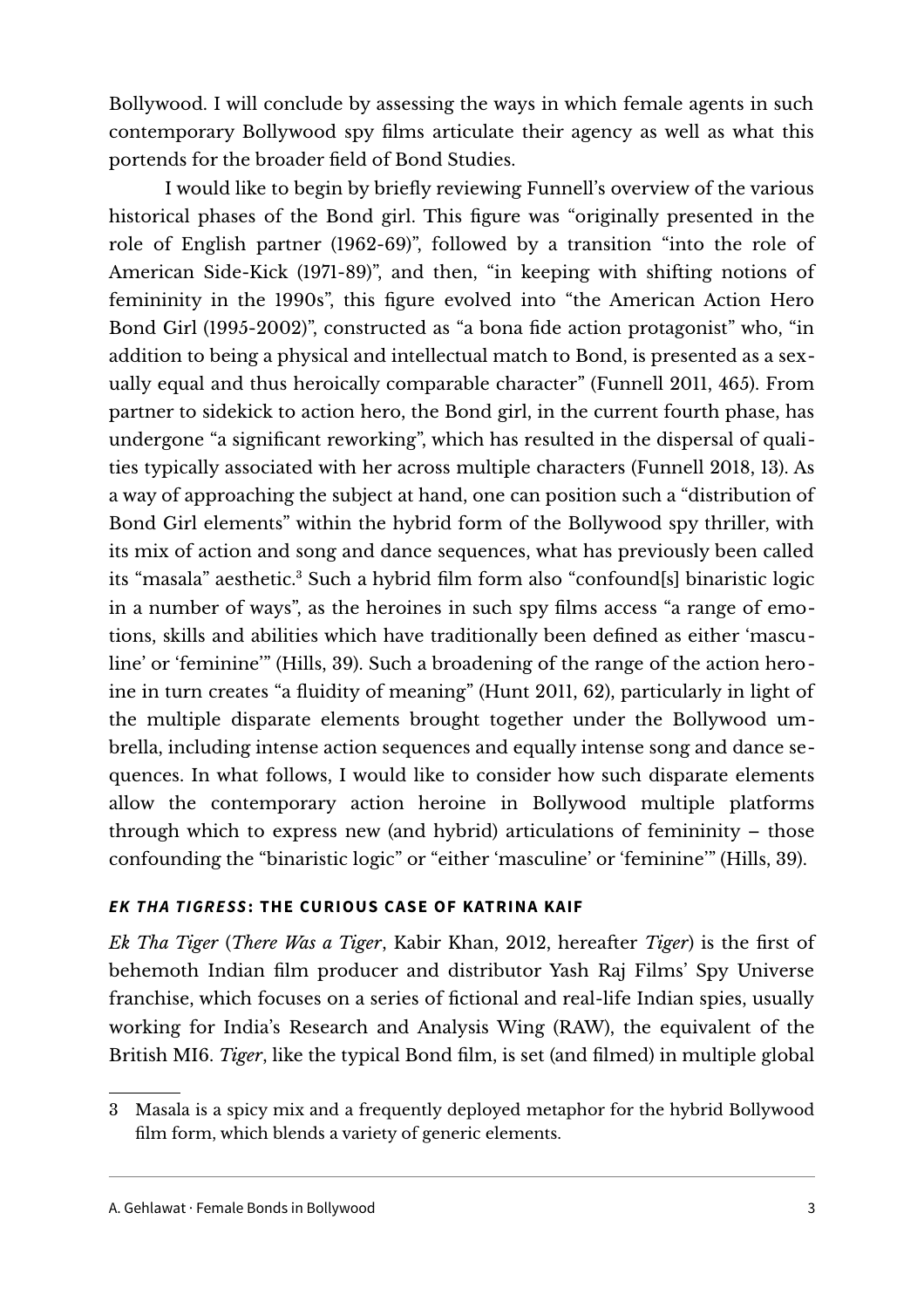Bollywood. I will conclude by assessing the ways in which female agents in such contemporary Bollywood spy films articulate their agency as well as what this portends for the broader field of Bond Studies.

I would like to begin by briefly reviewing Funnell's overview of the various historical phases of the Bond girl. This figure was "originally presented in the role of English partner (1962-69)", followed by a transition "into the role of American Side-Kick (1971-89)", and then, "in keeping with shifting notions of femininity in the 1990s", this figure evolved into "the American Action Hero Bond Girl (1995-2002)", constructed as "a bona fide action protagonist" who, "in addition to being a physical and intellectual match to Bond, is presented as a sexually equal and thus heroically comparable character" (Funnell 2011, 465). From partner to sidekick to action hero, the Bond girl, in the current fourth phase, has undergone "a significant reworking", which has resulted in the dispersal of qualities typically associated with her across multiple characters (Funnell 2018, 13). As a way of approaching the subject at hand, one can position such a "distribution of Bond Girl elements" within the hybrid form of the Bollywood spy thriller, with its mix of action and song and dance sequences, what has previously been called its "masala" aesthetic.[3] Such a hybrid film form also "confound[s] binaristic logic in a number of ways", as the heroines in such spy films access "a range of emotions, skills and abilities which have traditionally been defined as either 'masculine' or 'feminine'" (Hills, 39). Such a broadening of the range of the action heroine in turn creates "a fluidity of meaning" (Hunt 2011, 62), particularly in light of the multiple disparate elements brought together under the Bollywood umbrella, including intense action sequences and equally intense song and dance sequences. In what follows, I would like to consider how such disparate elements allow the contemporary action heroine in Bollywood multiple platforms through which to express new (and hybrid) articulations of femininity – those confounding the "binaristic logic" or "either 'masculine' or 'feminine'" (Hills, 39).

## *EK THA TIGRESS*: THE CURIOUS CASE OF KATRINA KAIF

*Ek Tha Tiger* (*There Was a Tiger*, Kabir Khan, 2012, hereafter *Tiger*) is the first of behemoth Indian film producer and distributor Yash Raj Films' Spy Universe franchise, which focuses on a series of fictional and real-life Indian spies, usually working for India's Research and Analysis Wing (RAW), the equivalent of the British MI6. *Tiger*, like the typical Bond film, is set (and filmed) in multiple global

---

3 Masala is a spicy mix and a frequently deployed metaphor for the hybrid Bollywood film form, which blends a variety of generic elements.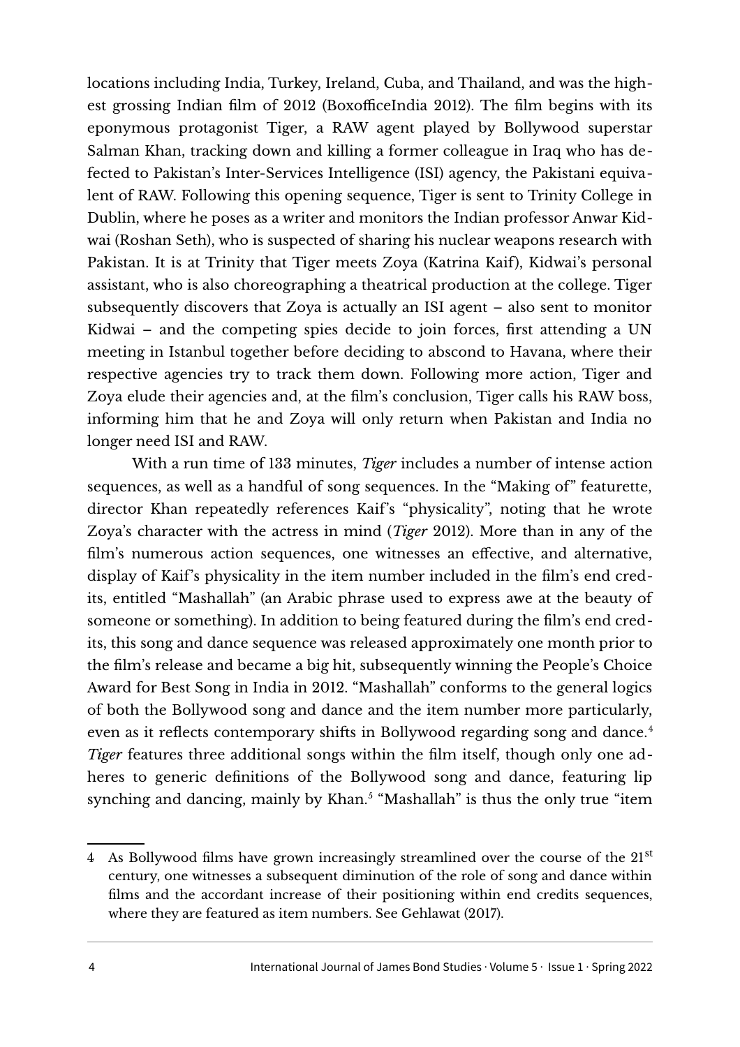locations including India, Turkey, Ireland, Cuba, and Thailand, and was the highest grossing Indian film of 2012 (BoxofficeIndia 2012). The film begins with its eponymous protagonist Tiger, a RAW agent played by Bollywood superstar Salman Khan, tracking down and killing a former colleague in Iraq who has defected to Pakistan's Inter-Services Intelligence (ISI) agency, the Pakistani equivalent of RAW. Following this opening sequence, Tiger is sent to Trinity College in Dublin, where he poses as a writer and monitors the Indian professor Anwar Kidwai (Roshan Seth), who is suspected of sharing his nuclear weapons research with Pakistan. It is at Trinity that Tiger meets Zoya (Katrina Kaif), Kidwai's personal assistant, who is also choreographing a theatrical production at the college. Tiger subsequently discovers that Zoya is actually an ISI agent – also sent to monitor Kidwai – and the competing spies decide to join forces, first attending a UN meeting in Istanbul together before deciding to abscond to Havana, where their respective agencies try to track them down. Following more action, Tiger and Zoya elude their agencies and, at the film's conclusion, Tiger calls his RAW boss, informing him that he and Zoya will only return when Pakistan and India no longer need ISI and RAW.

With a run time of 133 minutes, *Tiger* includes a number of intense action sequences, as well as a handful of song sequences. In the "Making of" featurette, director Khan repeatedly references Kaif's "physicality", noting that he wrote Zoya's character with the actress in mind (*Tiger* 2012). More than in any of the film's numerous action sequences, one witnesses an effective, and alternative, display of Kaif's physicality in the item number included in the film's end credits, entitled "Mashallah" (an Arabic phrase used to express awe at the beauty of someone or something). In addition to being featured during the film's end credits, this song and dance sequence was released approximately one month prior to the film's release and became a big hit, subsequently winning the People's Choice Award for Best Song in India in 2012. "Mashallah" conforms to the general logics of both the Bollywood song and dance and the item number more particularly, even as it reflects contemporary shifts in Bollywood regarding song and dance.[4] *Tiger* features three additional songs within the film itself, though only one adheres to generic definitions of the Bollywood song and dance, featuring lip synching and dancing, mainly by Khan.[5] "Mashallah" is thus the only true "item

---

4 As Bollywood films have grown increasingly streamlined over the course of the 21st century, one witnesses a subsequent diminution of the role of song and dance within films and the accordant increase of their positioning within end credits sequences, where they are featured as item numbers. See Gehlawat (2017).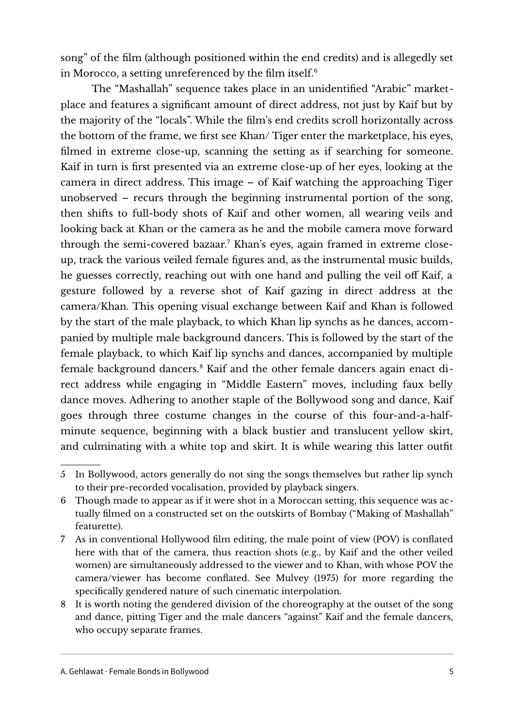song" of the film (although positioned within the end credits) and is allegedly set in Morocco, a setting unreferenced by the film itself.[6]

The "Mashallah" sequence takes place in an unidentified "Arabic" marketplace and features a significant amount of direct address, not just by Kaif but by the majority of the "locals". While the film's end credits scroll horizontally across the bottom of the frame, we first see Khan/ Tiger enter the marketplace, his eyes, filmed in extreme close-up, scanning the setting as if searching for someone. Kaif in turn is first presented via an extreme close-up of her eyes, looking at the camera in direct address. This image – of Kaif watching the approaching Tiger unobserved – recurs through the beginning instrumental portion of the song, then shifts to full-body shots of Kaif and other women, all wearing veils and looking back at Khan or the camera as he and the mobile camera move forward through the semi-covered bazaar.[7] Khan's eyes, again framed in extreme close-up, track the various veiled female figures and, as the instrumental music builds, he guesses correctly, reaching out with one hand and pulling the veil off Kaif, a gesture followed by a reverse shot of Kaif gazing in direct address at the camera/Khan. This opening visual exchange between Kaif and Khan is followed by the start of the male playback, to which Khan lip synchs as he dances, accompanied by multiple male background dancers. This is followed by the start of the female playback, to which Kaif lip synchs and dances, accompanied by multiple female background dancers.[8] Kaif and the other female dancers again enact direct address while engaging in "Middle Eastern" moves, including faux belly dance moves. Adhering to another staple of the Bollywood song and dance, Kaif goes through three costume changes in the course of this four-and-a-half-minute sequence, beginning with a black bustier and translucent yellow skirt, and culminating with a white top and skirt. It is while wearing this latter outfit

---

5 In Bollywood, actors generally do not sing the songs themselves but rather lip synch to their pre-recorded vocalisation, provided by playback singers.

6 Though made to appear as if it were shot in a Moroccan setting, this sequence was actually filmed on a constructed set on the outskirts of Bombay ("Making of Mashallah" featurette).

7 As in conventional Hollywood film editing, the male point of view (POV) is conflated here with that of the camera, thus reaction shots (e.g., by Kaif and the other veiled women) are simultaneously addressed to the viewer and to Khan, with whose POV the camera/viewer has become conflated. See Mulvey (1975) for more regarding the specifically gendered nature of such cinematic interpolation.

8 It is worth noting the gendered division of the choreography at the outset of the song and dance, pitting Tiger and the male dancers "against" Kaif and the female dancers, who occupy separate frames.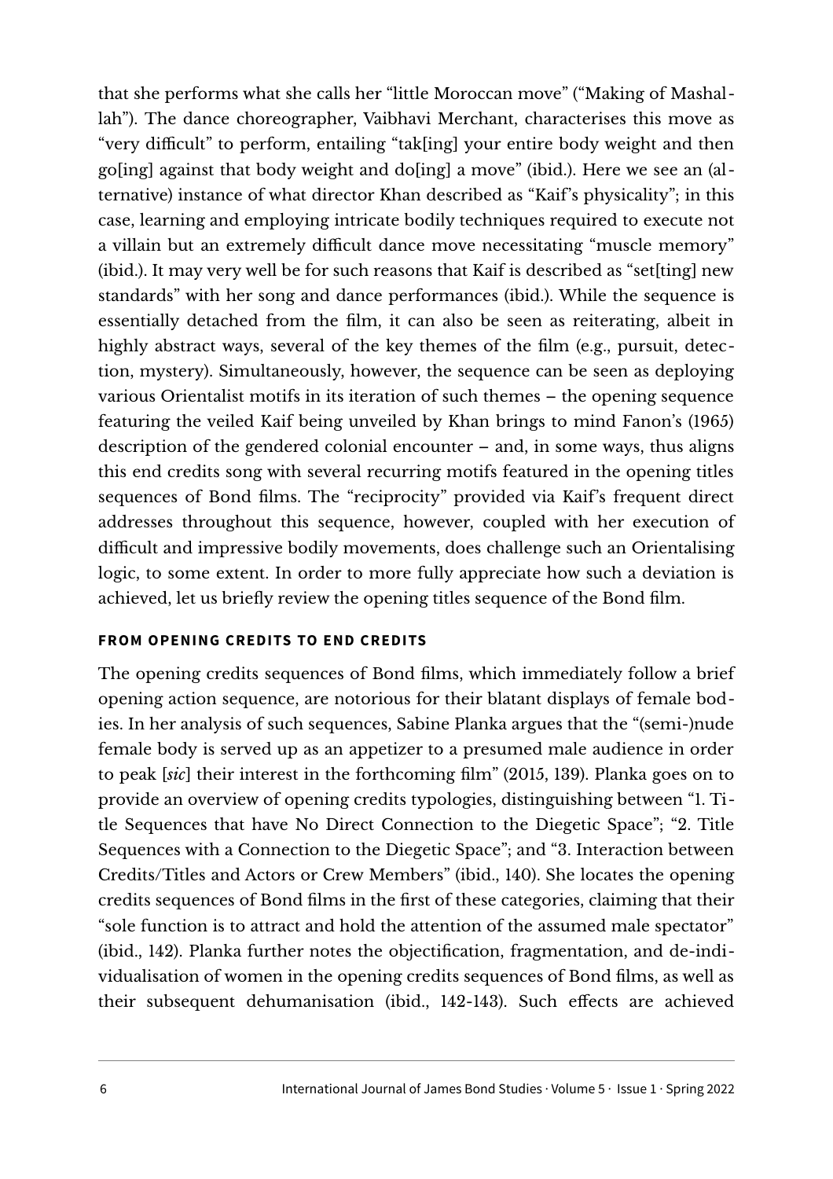that she performs what she calls her "little Moroccan move" ("Making of Mashallah"). The dance choreographer, Vaibhavi Merchant, characterises this move as "very difficult" to perform, entailing "tak[ing] your entire body weight and then go[ing] against that body weight and do[ing] a move" (ibid.). Here we see an (alternative) instance of what director Khan described as "Kaif's physicality"; in this case, learning and employing intricate bodily techniques required to execute not a villain but an extremely difficult dance move necessitating "muscle memory" (ibid.). It may very well be for such reasons that Kaif is described as "set[ting] new standards" with her song and dance performances (ibid.). While the sequence is essentially detached from the film, it can also be seen as reiterating, albeit in highly abstract ways, several of the key themes of the film (e.g., pursuit, detection, mystery). Simultaneously, however, the sequence can be seen as deploying various Orientalist motifs in its iteration of such themes – the opening sequence featuring the veiled Kaif being unveiled by Khan brings to mind Fanon's (1965) description of the gendered colonial encounter – and, in some ways, thus aligns this end credits song with several recurring motifs featured in the opening titles sequences of Bond films. The "reciprocity" provided via Kaif's frequent direct addresses throughout this sequence, however, coupled with her execution of difficult and impressive bodily movements, does challenge such an Orientalising logic, to some extent. In order to more fully appreciate how such a deviation is achieved, let us briefly review the opening titles sequence of the Bond film.

## FROM OPENING CREDITS TO END CREDITS

The opening credits sequences of Bond films, which immediately follow a brief opening action sequence, are notorious for their blatant displays of female bodies. In her analysis of such sequences, Sabine Planka argues that the "(semi-)nude female body is served up as an appetizer to a presumed male audience in order to peak [*sic*] their interest in the forthcoming film" (2015, 139). Planka goes on to provide an overview of opening credits typologies, distinguishing between "1. Title Sequences that have No Direct Connection to the Diegetic Space"; "2. Title Sequences with a Connection to the Diegetic Space"; and "3. Interaction between Credits/Titles and Actors or Crew Members" (ibid., 140). She locates the opening credits sequences of Bond films in the first of these categories, claiming that their "sole function is to attract and hold the attention of the assumed male spectator" (ibid., 142). Planka further notes the objectification, fragmentation, and de-individualisation of women in the opening credits sequences of Bond films, as well as their subsequent dehumanisation (ibid., 142-143). Such effects are achieved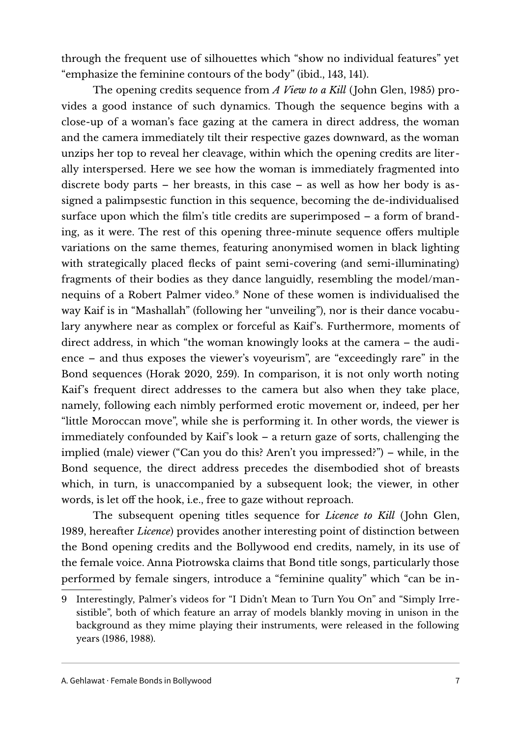through the frequent use of silhouettes which "show no individual features" yet "emphasize the feminine contours of the body" (ibid., 143, 141).

The opening credits sequence from *A View to a Kill* (John Glen, 1985) provides a good instance of such dynamics. Though the sequence begins with a close-up of a woman's face gazing at the camera in direct address, the woman and the camera immediately tilt their respective gazes downward, as the woman unzips her top to reveal her cleavage, within which the opening credits are literally interspersed. Here we see how the woman is immediately fragmented into discrete body parts – her breasts, in this case – as well as how her body is assigned a palimpsestic function in this sequence, becoming the de-individualised surface upon which the film's title credits are superimposed – a form of branding, as it were. The rest of this opening three-minute sequence offers multiple variations on the same themes, featuring anonymised women in black lighting with strategically placed flecks of paint semi-covering (and semi-illuminating) fragments of their bodies as they dance languidly, resembling the model/mannequins of a Robert Palmer video.[9] None of these women is individualised the way Kaif is in "Mashallah" (following her "unveiling"), nor is their dance vocabulary anywhere near as complex or forceful as Kaif's. Furthermore, moments of direct address, in which "the woman knowingly looks at the camera – the audience – and thus exposes the viewer's voyeurism", are "exceedingly rare" in the Bond sequences (Horak 2020, 259). In comparison, it is not only worth noting Kaif's frequent direct addresses to the camera but also when they take place, namely, following each nimbly performed erotic movement or, indeed, per her "little Moroccan move", while she is performing it. In other words, the viewer is immediately confounded by Kaif's look – a return gaze of sorts, challenging the implied (male) viewer ("Can you do this? Aren't you impressed?") – while, in the Bond sequence, the direct address precedes the disembodied shot of breasts which, in turn, is unaccompanied by a subsequent look; the viewer, in other words, is let off the hook, i.e., free to gaze without reproach.

The subsequent opening titles sequence for *Licence to Kill* (John Glen, 1989, hereafter *Licence*) provides another interesting point of distinction between the Bond opening credits and the Bollywood end credits, namely, in its use of the female voice. Anna Piotrowska claims that Bond title songs, particularly those performed by female singers, introduce a "feminine quality" which "can be in-

9 Interestingly, Palmer's videos for "I Didn't Mean to Turn You On" and "Simply Irresistible", both of which feature an array of models blankly moving in unison in the background as they mime playing their instruments, were released in the following years (1986, 1988).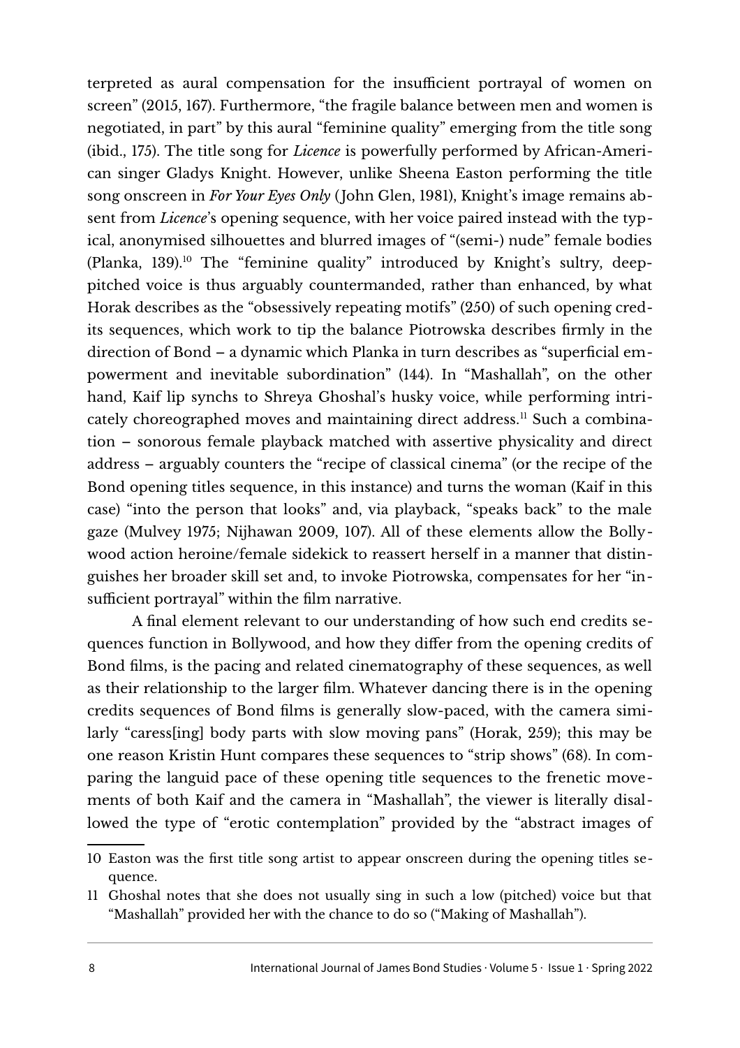terpreted as aural compensation for the insufficient portrayal of women on screen" (2015, 167). Furthermore, "the fragile balance between men and women is negotiated, in part" by this aural "feminine quality" emerging from the title song (ibid., 175). The title song for *Licence* is powerfully performed by African-American singer Gladys Knight. However, unlike Sheena Easton performing the title song onscreen in *For Your Eyes Only* (John Glen, 1981), Knight's image remains absent from *Licence*'s opening sequence, with her voice paired instead with the typical, anonymised silhouettes and blurred images of "(semi-) nude" female bodies (Planka, 139).[10] The "feminine quality" introduced by Knight's sultry, deep-pitched voice is thus arguably countermanded, rather than enhanced, by what Horak describes as the "obsessively repeating motifs" (250) of such opening credits sequences, which work to tip the balance Piotrowska describes firmly in the direction of Bond – a dynamic which Planka in turn describes as "superficial empowerment and inevitable subordination" (144). In "Mashallah", on the other hand, Kaif lip synchs to Shreya Ghoshal's husky voice, while performing intricately choreographed moves and maintaining direct address.[11] Such a combination – sonorous female playback matched with assertive physicality and direct address – arguably counters the "recipe of classical cinema" (or the recipe of the Bond opening titles sequence, in this instance) and turns the woman (Kaif in this case) "into the person that looks" and, via playback, "speaks back" to the male gaze (Mulvey 1975; Nijhawan 2009, 107). All of these elements allow the Bollywood action heroine/female sidekick to reassert herself in a manner that distinguishes her broader skill set and, to invoke Piotrowska, compensates for her "insufficient portrayal" within the film narrative.

A final element relevant to our understanding of how such end credits sequences function in Bollywood, and how they differ from the opening credits of Bond films, is the pacing and related cinematography of these sequences, as well as their relationship to the larger film. Whatever dancing there is in the opening credits sequences of Bond films is generally slow-paced, with the camera similarly "caress[ing] body parts with slow moving pans" (Horak, 259); this may be one reason Kristin Hunt compares these sequences to "strip shows" (68). In comparing the languid pace of these opening title sequences to the frenetic movements of both Kaif and the camera in "Mashallah", the viewer is literally disallowed the type of "erotic contemplation" provided by the "abstract images of

10 Easton was the first title song artist to appear onscreen during the opening titles sequence.

11 Ghoshal notes that she does not usually sing in such a low (pitched) voice but that "Mashallah" provided her with the chance to do so ("Making of Mashallah").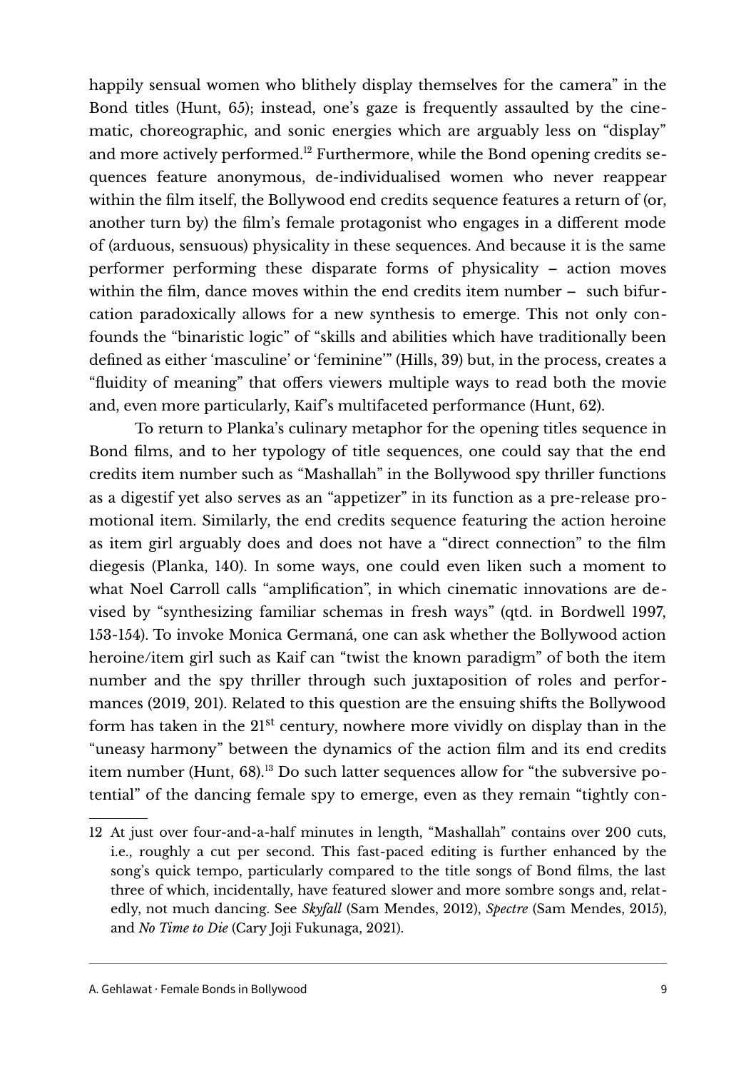happily sensual women who blithely display themselves for the camera" in the Bond titles (Hunt, 65); instead, one's gaze is frequently assaulted by the cinematic, choreographic, and sonic energies which are arguably less on "display" and more actively performed.[12] Furthermore, while the Bond opening credits sequences feature anonymous, de-individualised women who never reappear within the film itself, the Bollywood end credits sequence features a return of (or, another turn by) the film's female protagonist who engages in a different mode of (arduous, sensuous) physicality in these sequences. And because it is the same performer performing these disparate forms of physicality – action moves within the film, dance moves within the end credits item number – such bifurcation paradoxically allows for a new synthesis to emerge. This not only confounds the "binaristic logic" of "skills and abilities which have traditionally been defined as either 'masculine' or 'feminine'" (Hills, 39) but, in the process, creates a "fluidity of meaning" that offers viewers multiple ways to read both the movie and, even more particularly, Kaif's multifaceted performance (Hunt, 62).

To return to Planka's culinary metaphor for the opening titles sequence in Bond films, and to her typology of title sequences, one could say that the end credits item number such as "Mashallah" in the Bollywood spy thriller functions as a digestif yet also serves as an "appetizer" in its function as a pre-release promotional item. Similarly, the end credits sequence featuring the action heroine as item girl arguably does and does not have a "direct connection" to the film diegesis (Planka, 140). In some ways, one could even liken such a moment to what Noel Carroll calls "amplification", in which cinematic innovations are devised by "synthesizing familiar schemas in fresh ways" (qtd. in Bordwell 1997, 153-154). To invoke Monica Germaná, one can ask whether the Bollywood action heroine/item girl such as Kaif can "twist the known paradigm" of both the item number and the spy thriller through such juxtaposition of roles and performances (2019, 201). Related to this question are the ensuing shifts the Bollywood form has taken in the 21st century, nowhere more vividly on display than in the "uneasy harmony" between the dynamics of the action film and its end credits item number (Hunt, 68).[13] Do such latter sequences allow for "the subversive potential" of the dancing female spy to emerge, even as they remain "tightly con-

---

12 At just over four-and-a-half minutes in length, "Mashallah" contains over 200 cuts, i.e., roughly a cut per second. This fast-paced editing is further enhanced by the song's quick tempo, particularly compared to the title songs of Bond films, the last three of which, incidentally, have featured slower and more sombre songs and, relatedly, not much dancing. See *Skyfall* (Sam Mendes, 2012), *Spectre* (Sam Mendes, 2015), and *No Time to Die* (Cary Joji Fukunaga, 2021).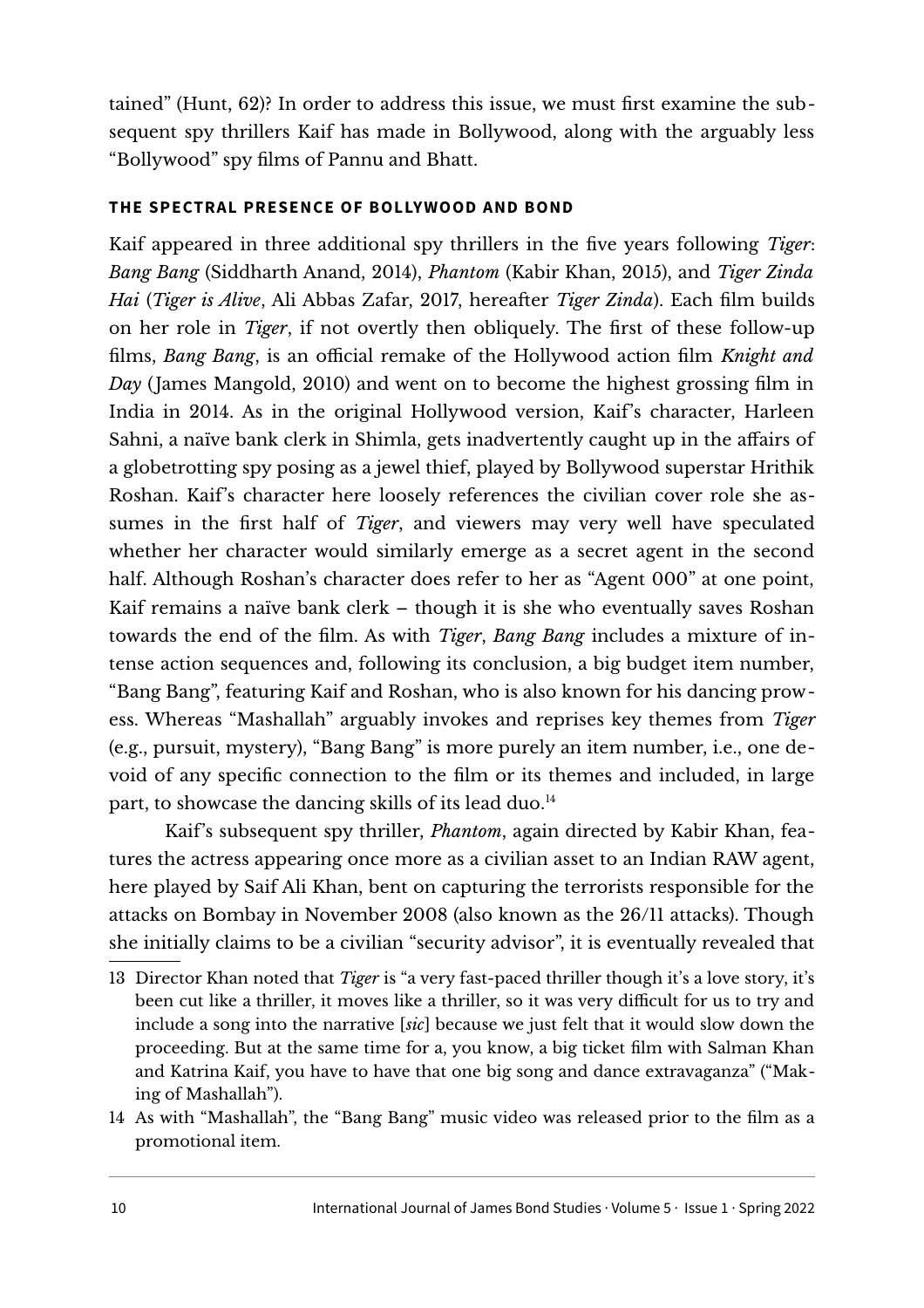tained" (Hunt, 62)? In order to address this issue, we must first examine the subsequent spy thrillers Kaif has made in Bollywood, along with the arguably less "Bollywood" spy films of Pannu and Bhatt.

## THE SPECTRAL PRESENCE OF BOLLYWOOD AND BOND

Kaif appeared in three additional spy thrillers in the five years following *Tiger*: *Bang Bang* (Siddharth Anand, 2014), *Phantom* (Kabir Khan, 2015), and *Tiger Zinda Hai* (*Tiger is Alive*, Ali Abbas Zafar, 2017, hereafter *Tiger Zinda*). Each film builds on her role in *Tiger*, if not overtly then obliquely. The first of these follow-up films, *Bang Bang*, is an official remake of the Hollywood action film *Knight and Day* (James Mangold, 2010) and went on to become the highest grossing film in India in 2014. As in the original Hollywood version, Kaif's character, Harleen Sahni, a naïve bank clerk in Shimla, gets inadvertently caught up in the affairs of a globetrotting spy posing as a jewel thief, played by Bollywood superstar Hrithik Roshan. Kaif's character here loosely references the civilian cover role she assumes in the first half of *Tiger*, and viewers may very well have speculated whether her character would similarly emerge as a secret agent in the second half. Although Roshan's character does refer to her as "Agent 000" at one point, Kaif remains a naïve bank clerk – though it is she who eventually saves Roshan towards the end of the film. As with *Tiger*, *Bang Bang* includes a mixture of intense action sequences and, following its conclusion, a big budget item number, "Bang Bang", featuring Kaif and Roshan, who is also known for his dancing prowess. Whereas "Mashallah" arguably invokes and reprises key themes from *Tiger* (e.g., pursuit, mystery), "Bang Bang" is more purely an item number, i.e., one devoid of any specific connection to the film or its themes and included, in large part, to showcase the dancing skills of its lead duo.[14]

Kaif's subsequent spy thriller, *Phantom*, again directed by Kabir Khan, features the actress appearing once more as a civilian asset to an Indian RAW agent, here played by Saif Ali Khan, bent on capturing the terrorists responsible for the attacks on Bombay in November 2008 (also known as the 26/11 attacks). Though she initially claims to be a civilian "security advisor", it is eventually revealed that

---

13 Director Khan noted that *Tiger* is "a very fast-paced thriller though it's a love story, it's been cut like a thriller, it moves like a thriller, so it was very difficult for us to try and include a song into the narrative [*sic*] because we just felt that it would slow down the proceeding. But at the same time for a, you know, a big ticket film with Salman Khan and Katrina Kaif, you have to have that one big song and dance extravaganza" ("Making of Mashallah").

14 As with "Mashallah", the "Bang Bang" music video was released prior to the film as a promotional item.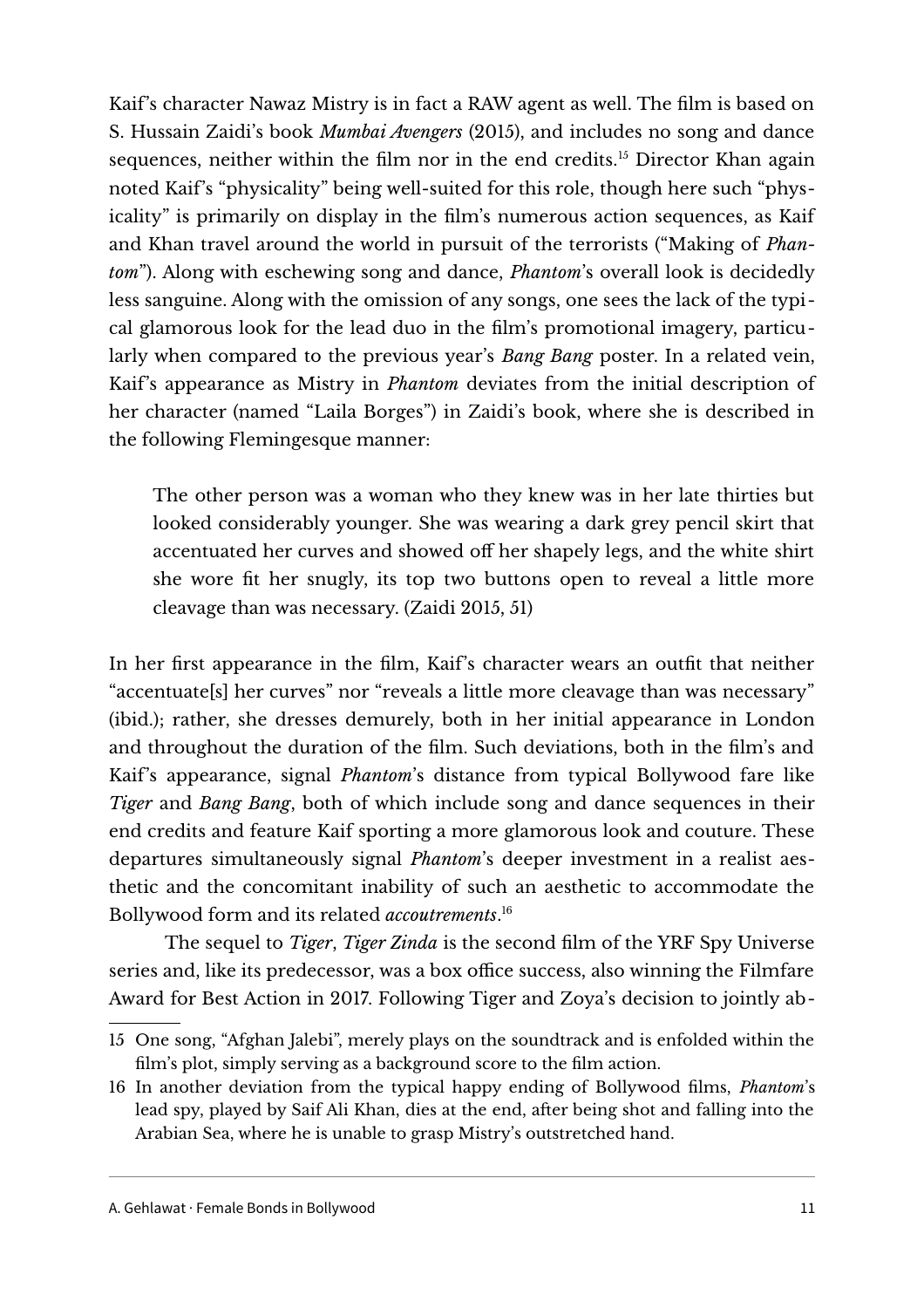Kaif's character Nawaz Mistry is in fact a RAW agent as well. The film is based on S. Hussain Zaidi's book *Mumbai Avengers* (2015), and includes no song and dance sequences, neither within the film nor in the end credits.[15] Director Khan again noted Kaif's "physicality" being well-suited for this role, though here such "physicality" is primarily on display in the film's numerous action sequences, as Kaif and Khan travel around the world in pursuit of the terrorists ("Making of *Phantom*"). Along with eschewing song and dance, *Phantom*'s overall look is decidedly less sanguine. Along with the omission of any songs, one sees the lack of the typical glamorous look for the lead duo in the film's promotional imagery, particularly when compared to the previous year's *Bang Bang* poster. In a related vein, Kaif's appearance as Mistry in *Phantom* deviates from the initial description of her character (named "Laila Borges") in Zaidi's book, where she is described in the following Flemingesque manner:

> The other person was a woman who they knew was in her late thirties but looked considerably younger. She was wearing a dark grey pencil skirt that accentuated her curves and showed off her shapely legs, and the white shirt she wore fit her snugly, its top two buttons open to reveal a little more cleavage than was necessary. (Zaidi 2015, 51)

In her first appearance in the film, Kaif's character wears an outfit that neither "accentuate[s] her curves" nor "reveals a little more cleavage than was necessary" (ibid.); rather, she dresses demurely, both in her initial appearance in London and throughout the duration of the film. Such deviations, both in the film's and Kaif's appearance, signal *Phantom*'s distance from typical Bollywood fare like *Tiger* and *Bang Bang*, both of which include song and dance sequences in their end credits and feature Kaif sporting a more glamorous look and couture. These departures simultaneously signal *Phantom*'s deeper investment in a realist aesthetic and the concomitant inability of such an aesthetic to accommodate the Bollywood form and its related *accoutrements*.[16]

The sequel to *Tiger*, *Tiger Zinda* is the second film of the YRF Spy Universe series and, like its predecessor, was a box office success, also winning the Filmfare Award for Best Action in 2017. Following Tiger and Zoya's decision to jointly ab-

---

15 One song, "Afghan Jalebi", merely plays on the soundtrack and is enfolded within the film's plot, simply serving as a background score to the film action.

16 In another deviation from the typical happy ending of Bollywood films, *Phantom*'s lead spy, played by Saif Ali Khan, dies at the end, after being shot and falling into the Arabian Sea, where he is unable to grasp Mistry's outstretched hand.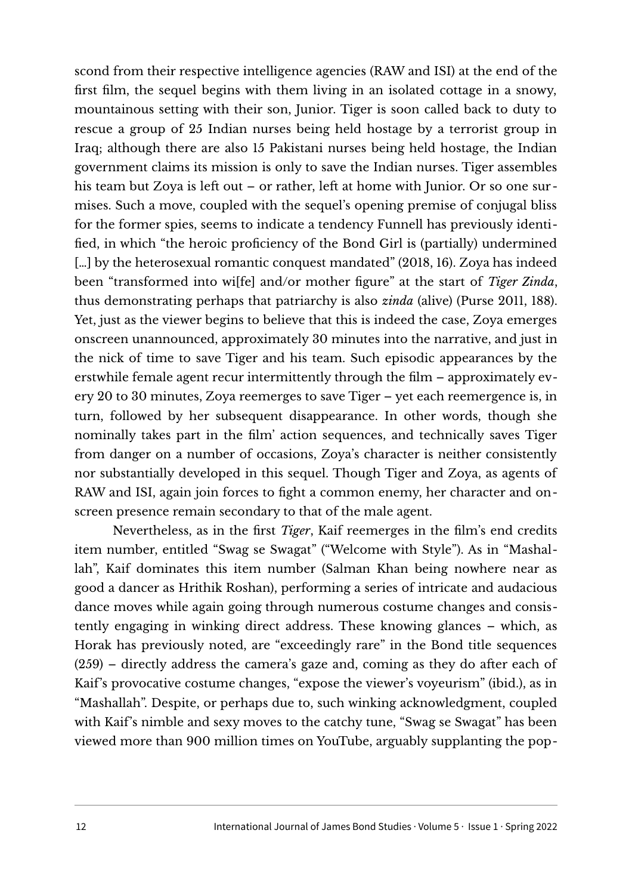scond from their respective intelligence agencies (RAW and ISI) at the end of the first film, the sequel begins with them living in an isolated cottage in a snowy, mountainous setting with their son, Junior. Tiger is soon called back to duty to rescue a group of 25 Indian nurses being held hostage by a terrorist group in Iraq; although there are also 15 Pakistani nurses being held hostage, the Indian government claims its mission is only to save the Indian nurses. Tiger assembles his team but Zoya is left out – or rather, left at home with Junior. Or so one surmises. Such a move, coupled with the sequel's opening premise of conjugal bliss for the former spies, seems to indicate a tendency Funnell has previously identified, in which "the heroic proficiency of the Bond Girl is (partially) undermined [...] by the heterosexual romantic conquest mandated" (2018, 16). Zoya has indeed been "transformed into wi[fe] and/or mother figure" at the start of *Tiger Zinda*, thus demonstrating perhaps that patriarchy is also *zinda* (alive) (Purse 2011, 188). Yet, just as the viewer begins to believe that this is indeed the case, Zoya emerges onscreen unannounced, approximately 30 minutes into the narrative, and just in the nick of time to save Tiger and his team. Such episodic appearances by the erstwhile female agent recur intermittently through the film – approximately every 20 to 30 minutes, Zoya reemerges to save Tiger – yet each reemergence is, in turn, followed by her subsequent disappearance. In other words, though she nominally takes part in the film' action sequences, and technically saves Tiger from danger on a number of occasions, Zoya's character is neither consistently nor substantially developed in this sequel. Though Tiger and Zoya, as agents of RAW and ISI, again join forces to fight a common enemy, her character and onscreen presence remain secondary to that of the male agent.

Nevertheless, as in the first *Tiger*, Kaif reemerges in the film's end credits item number, entitled "Swag se Swagat" ("Welcome with Style"). As in "Mashallah", Kaif dominates this item number (Salman Khan being nowhere near as good a dancer as Hrithik Roshan), performing a series of intricate and audacious dance moves while again going through numerous costume changes and consistently engaging in winking direct address. These knowing glances – which, as Horak has previously noted, are "exceedingly rare" in the Bond title sequences (259) – directly address the camera's gaze and, coming as they do after each of Kaif's provocative costume changes, "expose the viewer's voyeurism" (ibid.), as in "Mashallah". Despite, or perhaps due to, such winking acknowledgment, coupled with Kaif's nimble and sexy moves to the catchy tune, "Swag se Swagat" has been viewed more than 900 million times on YouTube, arguably supplanting the pop-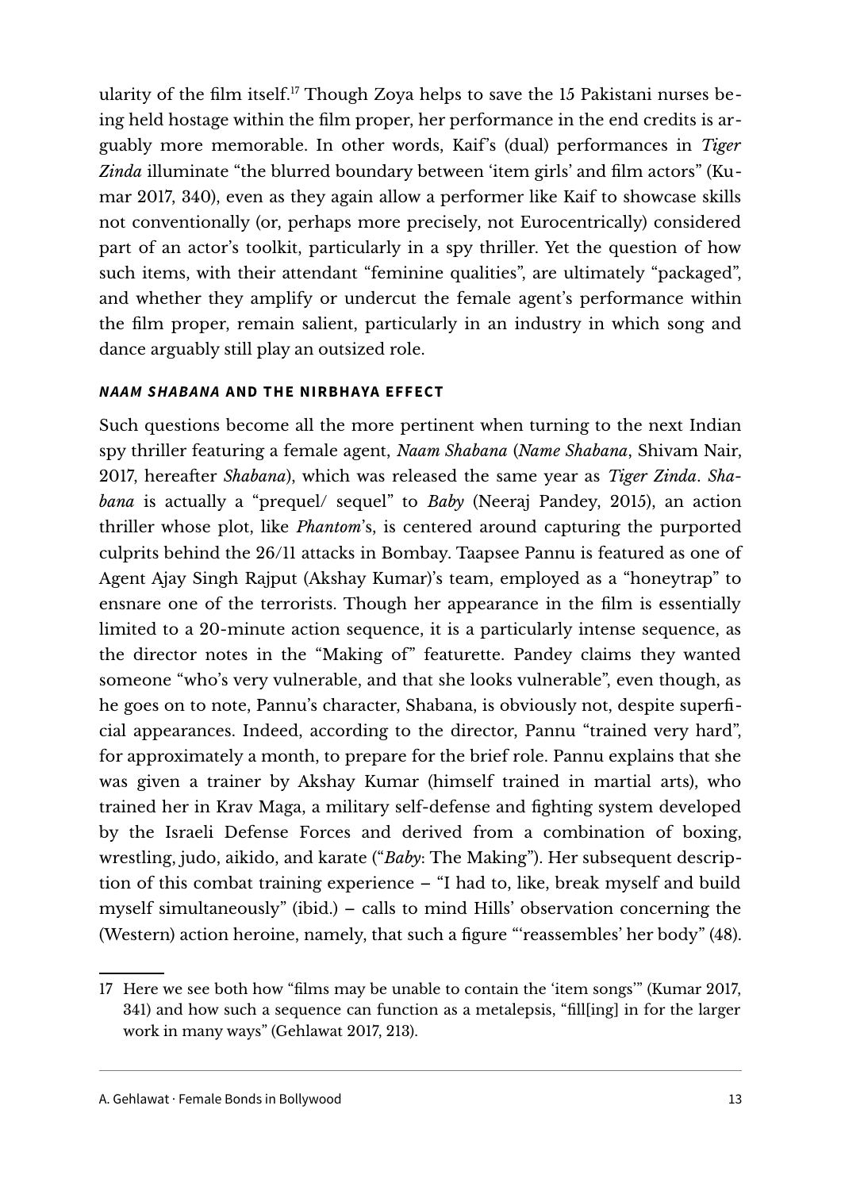ularity of the film itself.[17] Though Zoya helps to save the 15 Pakistani nurses being held hostage within the film proper, her performance in the end credits is arguably more memorable. In other words, Kaif's (dual) performances in *Tiger Zinda* illuminate "the blurred boundary between 'item girls' and film actors" (Kumar 2017, 340), even as they again allow a performer like Kaif to showcase skills not conventionally (or, perhaps more precisely, not Eurocentrically) considered part of an actor's toolkit, particularly in a spy thriller. Yet the question of how such items, with their attendant "feminine qualities", are ultimately "packaged", and whether they amplify or undercut the female agent's performance within the film proper, remain salient, particularly in an industry in which song and dance arguably still play an outsized role.

### *NAAM SHABANA* AND THE NIRBHAYA EFFECT

Such questions become all the more pertinent when turning to the next Indian spy thriller featuring a female agent, *Naam Shabana* (*Name Shabana*, Shivam Nair, 2017, hereafter *Shabana*), which was released the same year as *Tiger Zinda*. *Shabana* is actually a "prequel/ sequel" to *Baby* (Neeraj Pandey, 2015), an action thriller whose plot, like *Phantom*'s, is centered around capturing the purported culprits behind the 26/11 attacks in Bombay. Taapsee Pannu is featured as one of Agent Ajay Singh Rajput (Akshay Kumar)'s team, employed as a "honeytrap" to ensnare one of the terrorists. Though her appearance in the film is essentially limited to a 20-minute action sequence, it is a particularly intense sequence, as the director notes in the "Making of" featurette. Pandey claims they wanted someone "who's very vulnerable, and that she looks vulnerable", even though, as he goes on to note, Pannu's character, Shabana, is obviously not, despite superficial appearances. Indeed, according to the director, Pannu "trained very hard", for approximately a month, to prepare for the brief role. Pannu explains that she was given a trainer by Akshay Kumar (himself trained in martial arts), who trained her in Krav Maga, a military self-defense and fighting system developed by the Israeli Defense Forces and derived from a combination of boxing, wrestling, judo, aikido, and karate ("*Baby*: The Making"). Her subsequent description of this combat training experience – "I had to, like, break myself and build myself simultaneously" (ibid.) – calls to mind Hills' observation concerning the (Western) action heroine, namely, that such a figure "'reassembles' her body" (48).

---

17 Here we see both how "films may be unable to contain the 'item songs'" (Kumar 2017, 341) and how such a sequence can function as a metalepsis, "fill[ing] in for the larger work in many ways" (Gehlawat 2017, 213).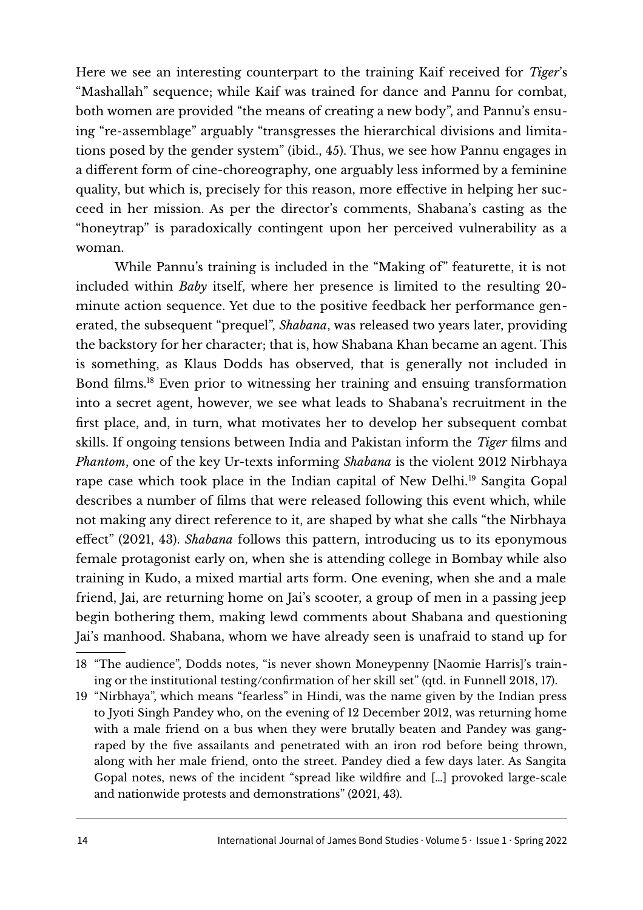Here we see an interesting counterpart to the training Kaif received for *Tiger*'s "Mashallah" sequence; while Kaif was trained for dance and Pannu for combat, both women are provided "the means of creating a new body", and Pannu's ensuing "re-assemblage" arguably "transgresses the hierarchical divisions and limitations posed by the gender system" (ibid., 45). Thus, we see how Pannu engages in a different form of cine-choreography, one arguably less informed by a feminine quality, but which is, precisely for this reason, more effective in helping her succeed in her mission. As per the director's comments, Shabana's casting as the "honeytrap" is paradoxically contingent upon her perceived vulnerability as a woman.

While Pannu's training is included in the "Making of" featurette, it is not included within *Baby* itself, where her presence is limited to the resulting 20-minute action sequence. Yet due to the positive feedback her performance generated, the subsequent "prequel", *Shabana*, was released two years later, providing the backstory for her character; that is, how Shabana Khan became an agent. This is something, as Klaus Dodds has observed, that is generally not included in Bond films.[18] Even prior to witnessing her training and ensuing transformation into a secret agent, however, we see what leads to Shabana's recruitment in the first place, and, in turn, what motivates her to develop her subsequent combat skills. If ongoing tensions between India and Pakistan inform the *Tiger* films and *Phantom*, one of the key Ur-texts informing *Shabana* is the violent 2012 Nirbhaya rape case which took place in the Indian capital of New Delhi.[19] Sangita Gopal describes a number of films that were released following this event which, while not making any direct reference to it, are shaped by what she calls "the Nirbhaya effect" (2021, 43). *Shabana* follows this pattern, introducing us to its eponymous female protagonist early on, when she is attending college in Bombay while also training in Kudo, a mixed martial arts form. One evening, when she and a male friend, Jai, are returning home on Jai's scooter, a group of men in a passing jeep begin bothering them, making lewd comments about Shabana and questioning Jai's manhood. Shabana, whom we have already seen is unafraid to stand up for

---

18 "The audience", Dodds notes, "is never shown Moneypenny [Naomie Harris]'s training or the institutional testing/confirmation of her skill set" (qtd. in Funnell 2018, 17).

19 "Nirbhaya", which means "fearless" in Hindi, was the name given by the Indian press to Jyoti Singh Pandey who, on the evening of 12 December 2012, was returning home with a male friend on a bus when they were brutally beaten and Pandey was gang-raped by the five assailants and penetrated with an iron rod before being thrown, along with her male friend, onto the street. Pandey died a few days later. As Sangita Gopal notes, news of the incident "spread like wildfire and [...] provoked large-scale and nationwide protests and demonstrations" (2021, 43).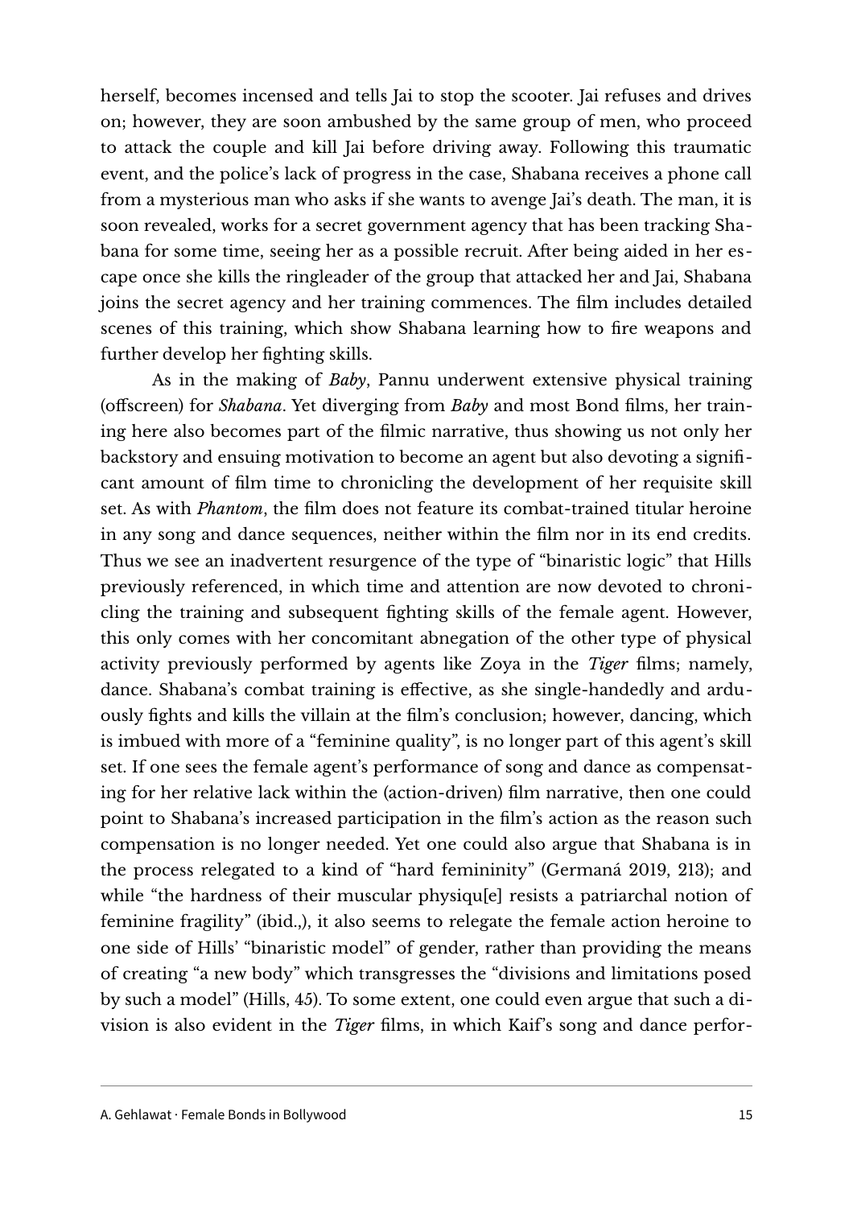herself, becomes incensed and tells Jai to stop the scooter. Jai refuses and drives on; however, they are soon ambushed by the same group of men, who proceed to attack the couple and kill Jai before driving away. Following this traumatic event, and the police's lack of progress in the case, Shabana receives a phone call from a mysterious man who asks if she wants to avenge Jai's death. The man, it is soon revealed, works for a secret government agency that has been tracking Shabana for some time, seeing her as a possible recruit. After being aided in her escape once she kills the ringleader of the group that attacked her and Jai, Shabana joins the secret agency and her training commences. The film includes detailed scenes of this training, which show Shabana learning how to fire weapons and further develop her fighting skills.

As in the making of *Baby*, Pannu underwent extensive physical training (offscreen) for *Shabana*. Yet diverging from *Baby* and most Bond films, her training here also becomes part of the filmic narrative, thus showing us not only her backstory and ensuing motivation to become an agent but also devoting a significant amount of film time to chronicling the development of her requisite skill set. As with *Phantom*, the film does not feature its combat-trained titular heroine in any song and dance sequences, neither within the film nor in its end credits. Thus we see an inadvertent resurgence of the type of "binaristic logic" that Hills previously referenced, in which time and attention are now devoted to chronicling the training and subsequent fighting skills of the female agent. However, this only comes with her concomitant abnegation of the other type of physical activity previously performed by agents like Zoya in the *Tiger* films; namely, dance. Shabana's combat training is effective, as she single-handedly and arduously fights and kills the villain at the film's conclusion; however, dancing, which is imbued with more of a "feminine quality", is no longer part of this agent's skill set. If one sees the female agent's performance of song and dance as compensating for her relative lack within the (action-driven) film narrative, then one could point to Shabana's increased participation in the film's action as the reason such compensation is no longer needed. Yet one could also argue that Shabana is in the process relegated to a kind of "hard femininity" (Germaná 2019, 213); and while "the hardness of their muscular physiqu[e] resists a patriarchal notion of feminine fragility" (ibid.,), it also seems to relegate the female action heroine to one side of Hills' "binaristic model" of gender, rather than providing the means of creating "a new body" which transgresses the "divisions and limitations posed by such a model" (Hills, 45). To some extent, one could even argue that such a division is also evident in the *Tiger* films, in which Kaif's song and dance perfor-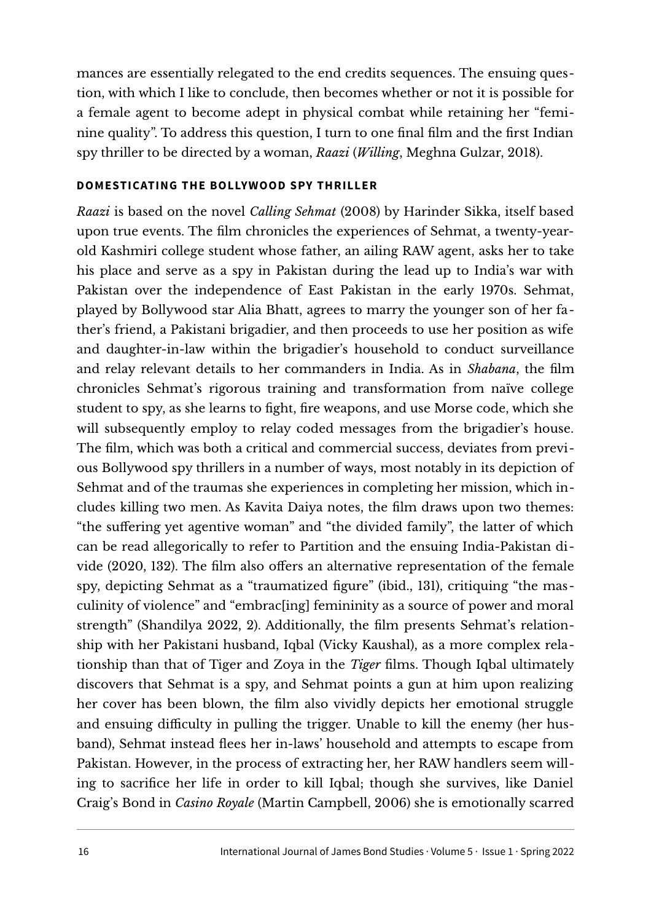mances are essentially relegated to the end credits sequences. The ensuing question, with which I like to conclude, then becomes whether or not it is possible for a female agent to become adept in physical combat while retaining her "feminine quality". To address this question, I turn to one final film and the first Indian spy thriller to be directed by a woman, *Raazi* (*Willing*, Meghna Gulzar, 2018).

## DOMESTICATING THE BOLLYWOOD SPY THRILLER

*Raazi* is based on the novel *Calling Sehmat* (2008) by Harinder Sikka, itself based upon true events. The film chronicles the experiences of Sehmat, a twenty-year-old Kashmiri college student whose father, an ailing RAW agent, asks her to take his place and serve as a spy in Pakistan during the lead up to India's war with Pakistan over the independence of East Pakistan in the early 1970s. Sehmat, played by Bollywood star Alia Bhatt, agrees to marry the younger son of her father's friend, a Pakistani brigadier, and then proceeds to use her position as wife and daughter-in-law within the brigadier's household to conduct surveillance and relay relevant details to her commanders in India. As in *Shabana*, the film chronicles Sehmat's rigorous training and transformation from naïve college student to spy, as she learns to fight, fire weapons, and use Morse code, which she will subsequently employ to relay coded messages from the brigadier's house. The film, which was both a critical and commercial success, deviates from previous Bollywood spy thrillers in a number of ways, most notably in its depiction of Sehmat and of the traumas she experiences in completing her mission, which includes killing two men. As Kavita Daiya notes, the film draws upon two themes: "the suffering yet agentive woman" and "the divided family", the latter of which can be read allegorically to refer to Partition and the ensuing India-Pakistan divide (2020, 132). The film also offers an alternative representation of the female spy, depicting Sehmat as a "traumatized figure" (ibid., 131), critiquing "the masculinity of violence" and "embrac[ing] femininity as a source of power and moral strength" (Shandilya 2022, 2). Additionally, the film presents Sehmat's relationship with her Pakistani husband, Iqbal (Vicky Kaushal), as a more complex relationship than that of Tiger and Zoya in the *Tiger* films. Though Iqbal ultimately discovers that Sehmat is a spy, and Sehmat points a gun at him upon realizing her cover has been blown, the film also vividly depicts her emotional struggle and ensuing difficulty in pulling the trigger. Unable to kill the enemy (her husband), Sehmat instead flees her in-laws' household and attempts to escape from Pakistan. However, in the process of extracting her, her RAW handlers seem willing to sacrifice her life in order to kill Iqbal; though she survives, like Daniel Craig's Bond in *Casino Royale* (Martin Campbell, 2006) she is emotionally scarred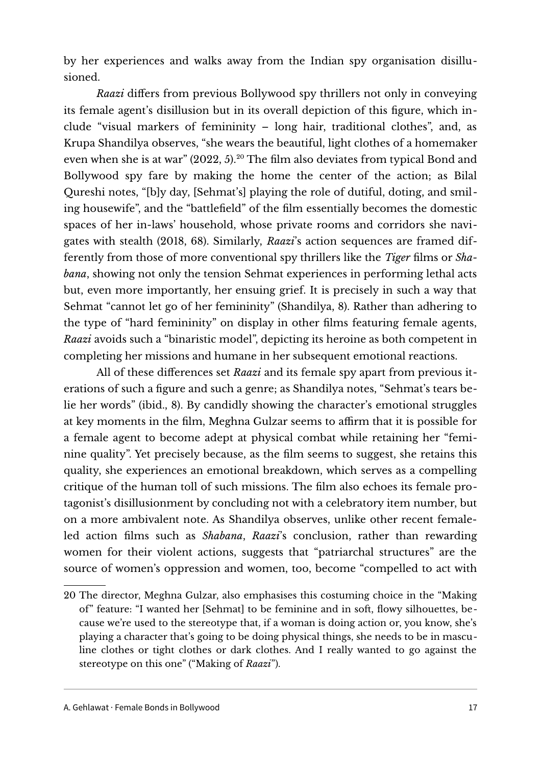by her experiences and walks away from the Indian spy organisation disillusioned.

*Raazi* differs from previous Bollywood spy thrillers not only in conveying its female agent's disillusion but in its overall depiction of this figure, which include "visual markers of femininity – long hair, traditional clothes", and, as Krupa Shandilya observes, "she wears the beautiful, light clothes of a homemaker even when she is at war" (2022, 5).[20] The film also deviates from typical Bond and Bollywood spy fare by making the home the center of the action; as Bilal Qureshi notes, "[b]y day, [Sehmat's] playing the role of dutiful, doting, and smiling housewife", and the "battlefield" of the film essentially becomes the domestic spaces of her in-laws' household, whose private rooms and corridors she navigates with stealth (2018, 68). Similarly, *Raazi*'s action sequences are framed differently from those of more conventional spy thrillers like the *Tiger* films or *Shabana*, showing not only the tension Sehmat experiences in performing lethal acts but, even more importantly, her ensuing grief. It is precisely in such a way that Sehmat "cannot let go of her femininity" (Shandilya, 8). Rather than adhering to the type of "hard femininity" on display in other films featuring female agents, *Raazi* avoids such a "binaristic model", depicting its heroine as both competent in completing her missions and humane in her subsequent emotional reactions.

All of these differences set *Raazi* and its female spy apart from previous iterations of such a figure and such a genre; as Shandilya notes, "Sehmat's tears belie her words" (ibid., 8). By candidly showing the character's emotional struggles at key moments in the film, Meghna Gulzar seems to affirm that it is possible for a female agent to become adept at physical combat while retaining her "feminine quality". Yet precisely because, as the film seems to suggest, she retains this quality, she experiences an emotional breakdown, which serves as a compelling critique of the human toll of such missions. The film also echoes its female protagonist's disillusionment by concluding not with a celebratory item number, but on a more ambivalent note. As Shandilya observes, unlike other recent female-led action films such as *Shabana*, *Raazi*'s conclusion, rather than rewarding women for their violent actions, suggests that "patriarchal structures" are the source of women's oppression and women, too, become "compelled to act with

---

20 The director, Meghna Gulzar, also emphasises this costuming choice in the "Making of" feature: "I wanted her [Sehmat] to be feminine and in soft, flowy silhouettes, because we're used to the stereotype that, if a woman is doing action or, you know, she's playing a character that's going to be doing physical things, she needs to be in masculine clothes or tight clothes or dark clothes. And I really wanted to go against the stereotype on this one" ("Making of *Raazi*").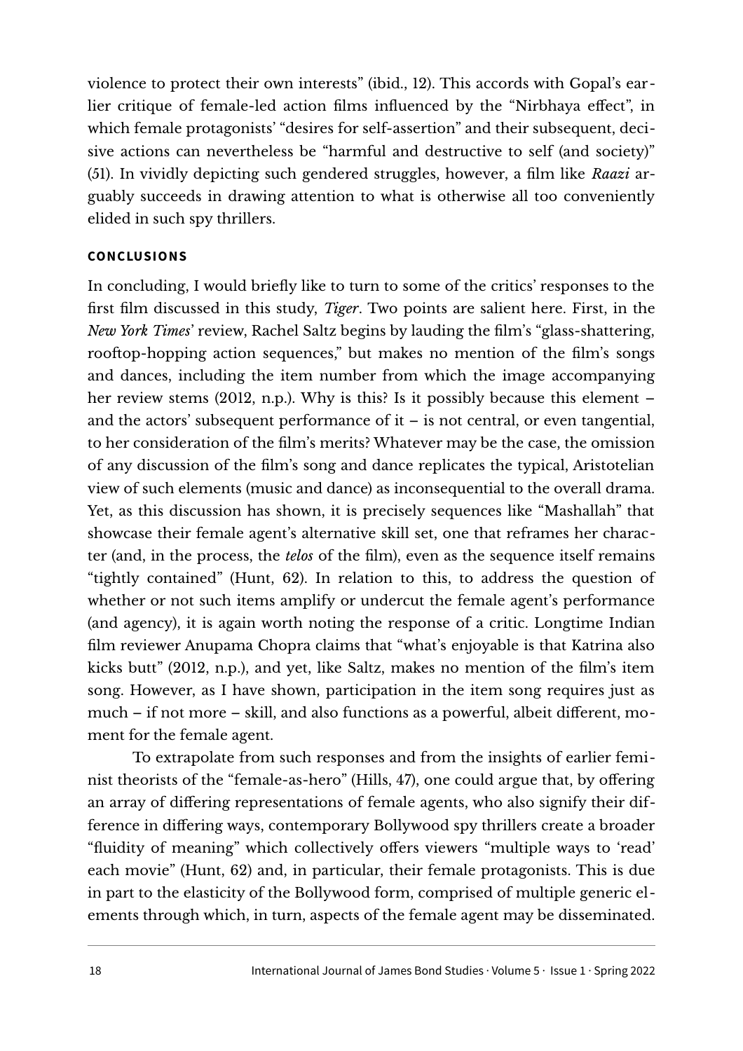violence to protect their own interests" (ibid., 12). This accords with Gopal's earlier critique of female-led action films influenced by the "Nirbhaya effect", in which female protagonists' "desires for self-assertion" and their subsequent, decisive actions can nevertheless be "harmful and destructive to self (and society)" (51). In vividly depicting such gendered struggles, however, a film like *Raazi* arguably succeeds in drawing attention to what is otherwise all too conveniently elided in such spy thrillers.

## CONCLUSIONS

In concluding, I would briefly like to turn to some of the critics' responses to the first film discussed in this study, *Tiger*. Two points are salient here. First, in the *New York Times*' review, Rachel Saltz begins by lauding the film's "glass-shattering, rooftop-hopping action sequences," but makes no mention of the film's songs and dances, including the item number from which the image accompanying her review stems (2012, n.p.). Why is this? Is it possibly because this element – and the actors' subsequent performance of it – is not central, or even tangential, to her consideration of the film's merits? Whatever may be the case, the omission of any discussion of the film's song and dance replicates the typical, Aristotelian view of such elements (music and dance) as inconsequential to the overall drama. Yet, as this discussion has shown, it is precisely sequences like "Mashallah" that showcase their female agent's alternative skill set, one that reframes her character (and, in the process, the *telos* of the film), even as the sequence itself remains "tightly contained" (Hunt, 62). In relation to this, to address the question of whether or not such items amplify or undercut the female agent's performance (and agency), it is again worth noting the response of a critic. Longtime Indian film reviewer Anupama Chopra claims that "what's enjoyable is that Katrina also kicks butt" (2012, n.p.), and yet, like Saltz, makes no mention of the film's item song. However, as I have shown, participation in the item song requires just as much – if not more – skill, and also functions as a powerful, albeit different, moment for the female agent.

To extrapolate from such responses and from the insights of earlier feminist theorists of the "female-as-hero" (Hills, 47), one could argue that, by offering an array of differing representations of female agents, who also signify their difference in differing ways, contemporary Bollywood spy thrillers create a broader "fluidity of meaning" which collectively offers viewers "multiple ways to 'read' each movie" (Hunt, 62) and, in particular, their female protagonists. This is due in part to the elasticity of the Bollywood form, comprised of multiple generic elements through which, in turn, aspects of the female agent may be disseminated.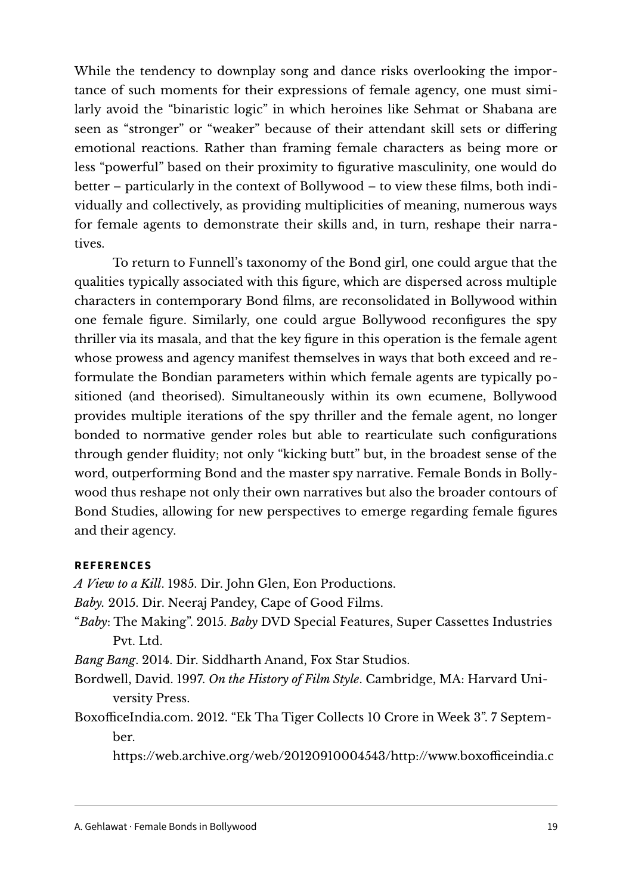While the tendency to downplay song and dance risks overlooking the importance of such moments for their expressions of female agency, one must similarly avoid the "binaristic logic" in which heroines like Sehmat or Shabana are seen as "stronger" or "weaker" because of their attendant skill sets or differing emotional reactions. Rather than framing female characters as being more or less "powerful" based on their proximity to figurative masculinity, one would do better – particularly in the context of Bollywood – to view these films, both individually and collectively, as providing multiplicities of meaning, numerous ways for female agents to demonstrate their skills and, in turn, reshape their narratives.

To return to Funnell's taxonomy of the Bond girl, one could argue that the qualities typically associated with this figure, which are dispersed across multiple characters in contemporary Bond films, are reconsolidated in Bollywood within one female figure. Similarly, one could argue Bollywood reconfigures the spy thriller via its masala, and that the key figure in this operation is the female agent whose prowess and agency manifest themselves in ways that both exceed and reformulate the Bondian parameters within which female agents are typically positioned (and theorised). Simultaneously within its own ecumene, Bollywood provides multiple iterations of the spy thriller and the female agent, no longer bonded to normative gender roles but able to rearticulate such configurations through gender fluidity; not only "kicking butt" but, in the broadest sense of the word, outperforming Bond and the master spy narrative. Female Bonds in Bollywood thus reshape not only their own narratives but also the broader contours of Bond Studies, allowing for new perspectives to emerge regarding female figures and their agency.

## REFERENCES

*A View to a Kill*. 1985. Dir. John Glen, Eon Productions.

*Baby.* 2015. Dir. Neeraj Pandey, Cape of Good Films.

"*Baby*: The Making". 2015. *Baby* DVD Special Features, Super Cassettes Industries Pvt. Ltd.

*Bang Bang*. 2014. Dir. Siddharth Anand, Fox Star Studios.

Bordwell, David. 1997. *On the History of Film Style*. Cambridge, MA: Harvard University Press.

BoxofficeIndia.com. 2012. "Ek Tha Tiger Collects 10 Crore in Week 3". 7 September. https://web.archive.org/web/20120910004543/http://www.boxofficeindia.c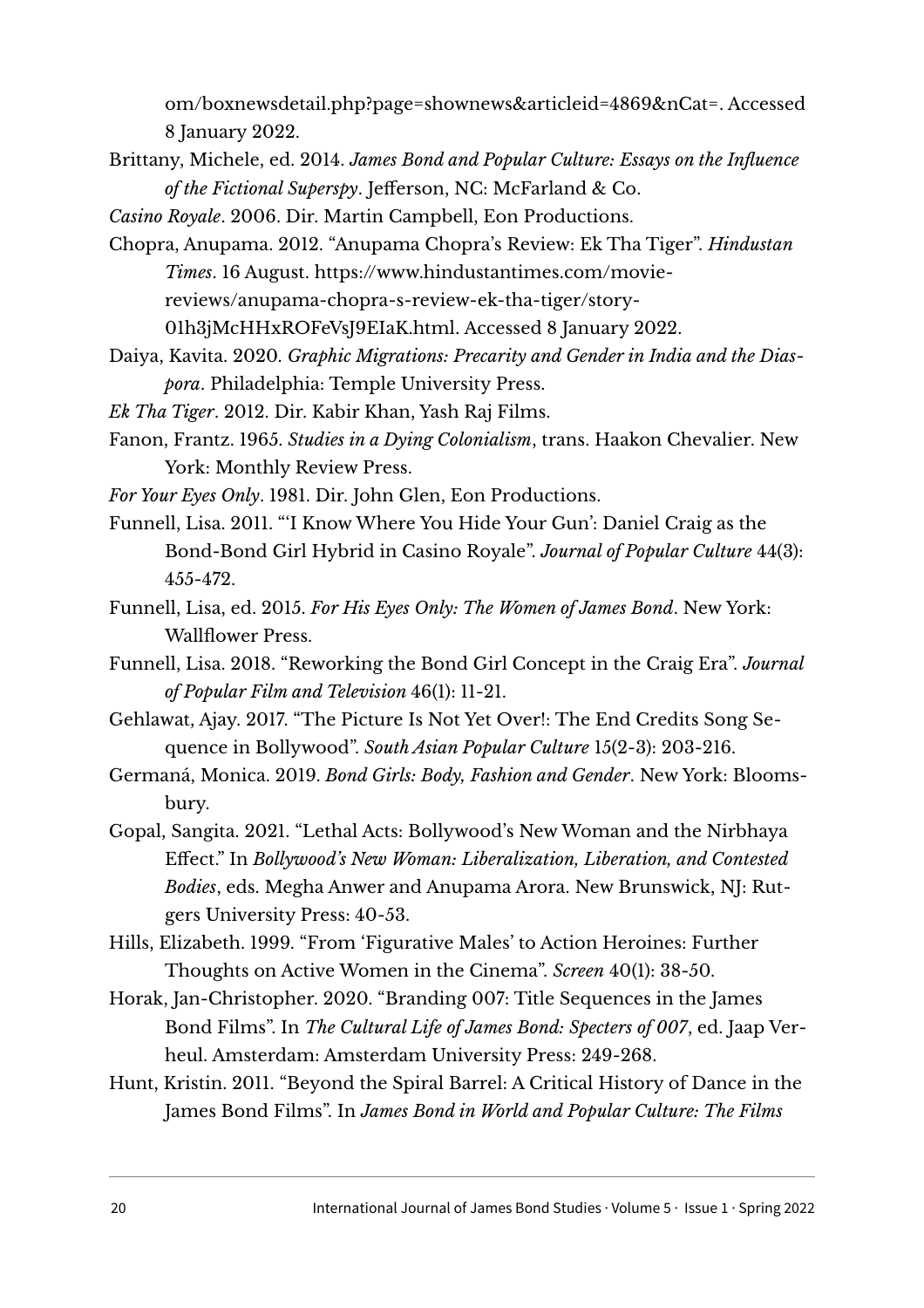om/boxnewsdetail.php?page=shownews&articleid=4869&nCat=. Accessed 8 January 2022.

Brittany, Michele, ed. 2014. *James Bond and Popular Culture: Essays on the Influence of the Fictional Superspy*. Jefferson, NC: McFarland & Co.

*Casino Royale*. 2006. Dir. Martin Campbell, Eon Productions.

Chopra, Anupama. 2012. "Anupama Chopra's Review: Ek Tha Tiger". *Hindustan Times*. 16 August. https://www.hindustantimes.com/movie-reviews/anupama-chopra-s-review-ek-tha-tiger/story-01h3jMcHHxROFeVsJ9EIaK.html. Accessed 8 January 2022.

Daiya, Kavita. 2020. *Graphic Migrations: Precarity and Gender in India and the Diaspora*. Philadelphia: Temple University Press.

*Ek Tha Tiger*. 2012. Dir. Kabir Khan, Yash Raj Films.

Fanon, Frantz. 1965. *Studies in a Dying Colonialism*, trans. Haakon Chevalier. New York: Monthly Review Press.

*For Your Eyes Only*. 1981. Dir. John Glen, Eon Productions.

Funnell, Lisa. 2011. "'I Know Where You Hide Your Gun': Daniel Craig as the Bond-Bond Girl Hybrid in Casino Royale". *Journal of Popular Culture* 44(3): 455-472.

Funnell, Lisa, ed. 2015. *For His Eyes Only: The Women of James Bond*. New York: Wallflower Press.

Funnell, Lisa. 2018. "Reworking the Bond Girl Concept in the Craig Era". *Journal of Popular Film and Television* 46(1): 11-21.

Gehlawat, Ajay. 2017. "The Picture Is Not Yet Over!: The End Credits Song Sequence in Bollywood". *South Asian Popular Culture* 15(2-3): 203-216.

Germaná, Monica. 2019. *Bond Girls: Body, Fashion and Gender*. New York: Bloomsbury.

Gopal, Sangita. 2021. "Lethal Acts: Bollywood's New Woman and the Nirbhaya Effect." In *Bollywood's New Woman: Liberalization, Liberation, and Contested Bodies*, eds. Megha Anwer and Anupama Arora. New Brunswick, NJ: Rutgers University Press: 40-53.

Hills, Elizabeth. 1999. "From 'Figurative Males' to Action Heroines: Further Thoughts on Active Women in the Cinema". *Screen* 40(1): 38-50.

Horak, Jan-Christopher. 2020. "Branding 007: Title Sequences in the James Bond Films". In *The Cultural Life of James Bond: Specters of 007*, ed. Jaap Verheul. Amsterdam: Amsterdam University Press: 249-268.

Hunt, Kristin. 2011. "Beyond the Spiral Barrel: A Critical History of Dance in the James Bond Films". In *James Bond in World and Popular Culture: The Films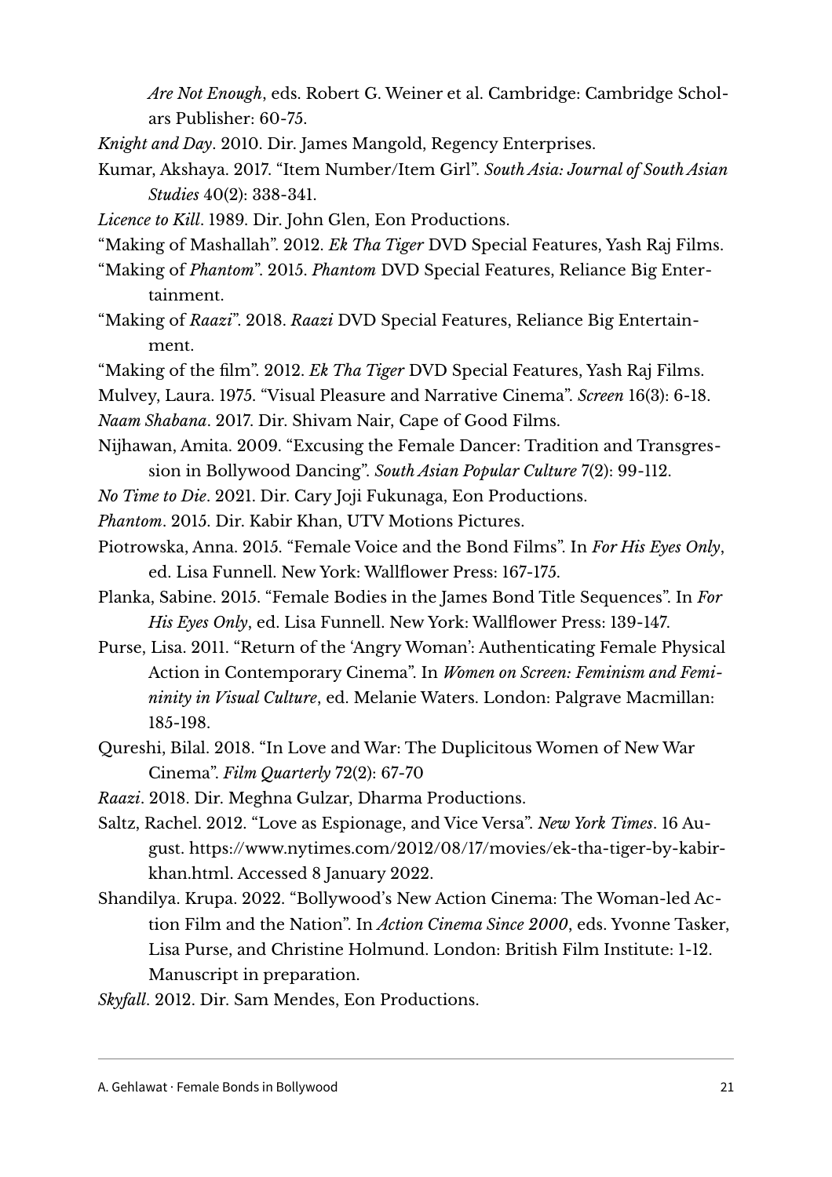*Are Not Enough*, eds. Robert G. Weiner et al. Cambridge: Cambridge Scholars Publisher: 60-75.

*Knight and Day*. 2010. Dir. James Mangold, Regency Enterprises.

Kumar, Akshaya. 2017. "Item Number/Item Girl". *South Asia: Journal of South Asian Studies* 40(2): 338-341.

*Licence to Kill*. 1989. Dir. John Glen, Eon Productions.

"Making of Mashallah". 2012. *Ek Tha Tiger* DVD Special Features, Yash Raj Films.

"Making of *Phantom*". 2015. *Phantom* DVD Special Features, Reliance Big Entertainment.

"Making of *Raazi*". 2018. *Raazi* DVD Special Features, Reliance Big Entertainment.

"Making of the film". 2012. *Ek Tha Tiger* DVD Special Features, Yash Raj Films.

Mulvey, Laura. 1975. "Visual Pleasure and Narrative Cinema". *Screen* 16(3): 6-18.

*Naam Shabana*. 2017. Dir. Shivam Nair, Cape of Good Films.

Nijhawan, Amita. 2009. "Excusing the Female Dancer: Tradition and Transgression in Bollywood Dancing". *South Asian Popular Culture* 7(2): 99-112.

*No Time to Die*. 2021. Dir. Cary Joji Fukunaga, Eon Productions.

*Phantom*. 2015. Dir. Kabir Khan, UTV Motions Pictures.

Piotrowska, Anna. 2015. "Female Voice and the Bond Films". In *For His Eyes Only*, ed. Lisa Funnell. New York: Wallflower Press: 167-175.

Planka, Sabine. 2015. "Female Bodies in the James Bond Title Sequences". In *For His Eyes Only*, ed. Lisa Funnell. New York: Wallflower Press: 139-147.

Purse, Lisa. 2011. "Return of the 'Angry Woman': Authenticating Female Physical Action in Contemporary Cinema". In *Women on Screen: Feminism and Femininity in Visual Culture*, ed. Melanie Waters. London: Palgrave Macmillan: 185-198.

Qureshi, Bilal. 2018. "In Love and War: The Duplicitous Women of New War Cinema". *Film Quarterly* 72(2): 67-70

*Raazi*. 2018. Dir. Meghna Gulzar, Dharma Productions.

Saltz, Rachel. 2012. "Love as Espionage, and Vice Versa". *New York Times*. 16 August. https://www.nytimes.com/2012/08/17/movies/ek-tha-tiger-by-kabir-khan.html. Accessed 8 January 2022.

Shandilya. Krupa. 2022. "Bollywood's New Action Cinema: The Woman-led Action Film and the Nation". In *Action Cinema Since 2000*, eds. Yvonne Tasker, Lisa Purse, and Christine Holmund. London: British Film Institute: 1-12. Manuscript in preparation.

*Skyfall*. 2012. Dir. Sam Mendes, Eon Productions.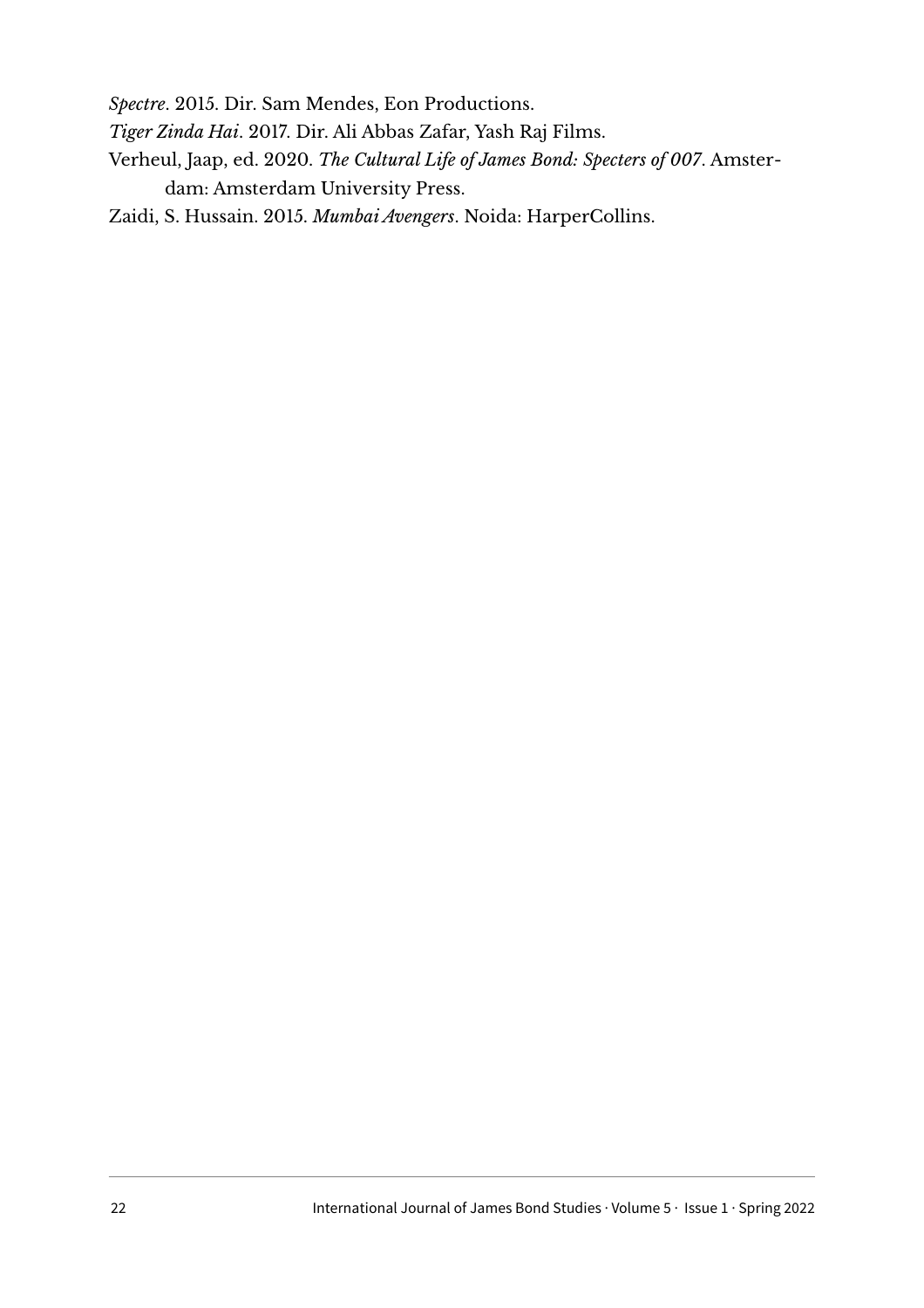*Spectre*. 2015. Dir. Sam Mendes, Eon Productions.

*Tiger Zinda Hai*. 2017. Dir. Ali Abbas Zafar, Yash Raj Films.

Verheul, Jaap, ed. 2020. *The Cultural Life of James Bond: Specters of 007*. Amsterdam: Amsterdam University Press.

Zaidi, S. Hussain. 2015. *Mumbai Avengers*. Noida: HarperCollins.